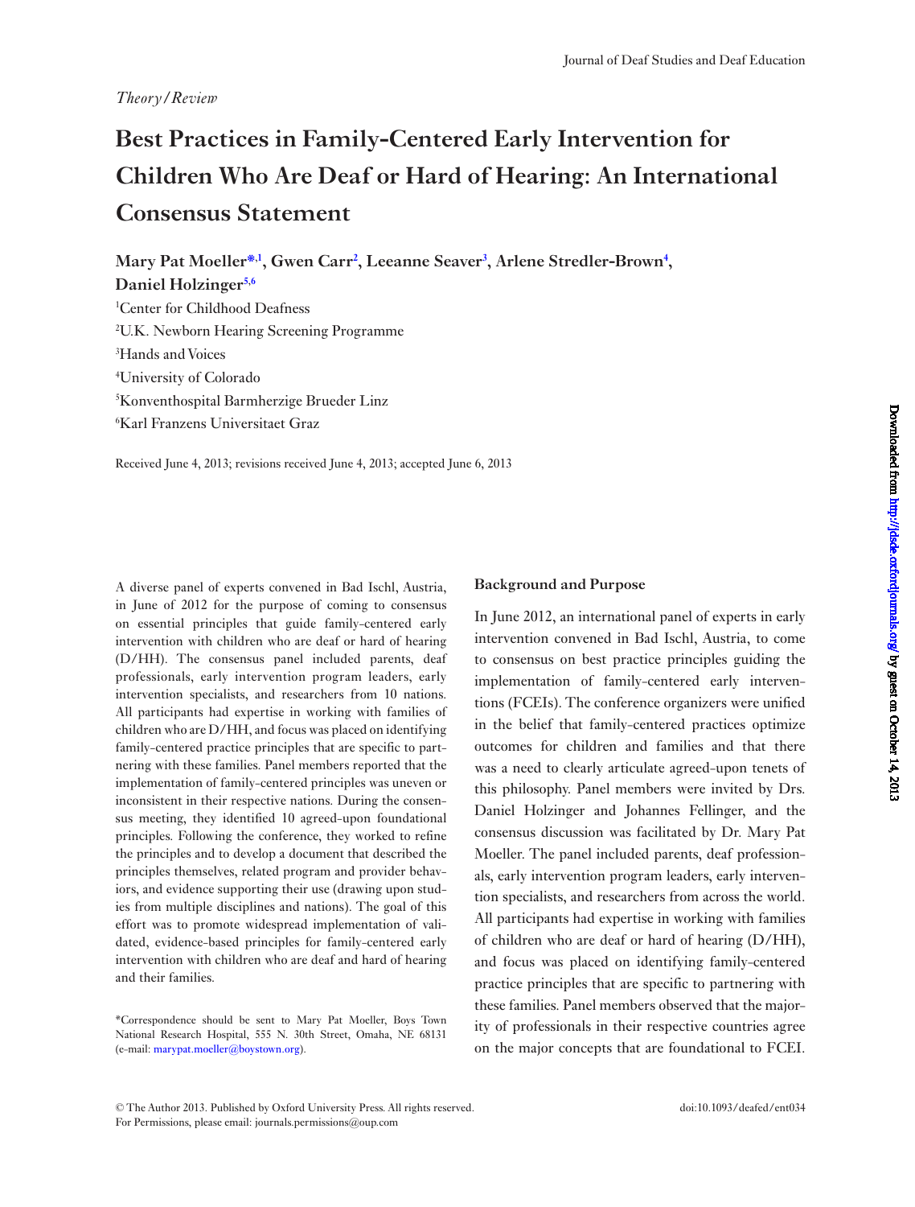*Theory/Review*

# Best Practices in Family-Centered Early Intervention for Children Who Are Deaf or Hard of Hearing: An International Consensus Statement

**Mary Pat Moeller*[,1], Gwen Carr[2], Leeanne Seaver[3], Arlene Stredler-Brown[4], Daniel Holzinger[5,6]**

[1]Center for Childhood Deafness
[2]U.K. Newborn Hearing Screening Programme
[3]Hands and Voices
[4]University of Colorado
[5]Konventhospital Barmherzige Brueder Linz
[6]Karl Franzens Universitaet Graz

Received June 4, 2013; revisions received June 4, 2013; accepted June 6, 2013

A diverse panel of experts convened in Bad Ischl, Austria, in June of 2012 for the purpose of coming to consensus on essential principles that guide family-centered early intervention with children who are deaf or hard of hearing (D/HH). The consensus panel included parents, deaf professionals, early intervention program leaders, early intervention specialists, and researchers from 10 nations. All participants had expertise in working with families of children who are D/HH, and focus was placed on identifying family-centered practice principles that are specific to partnering with these families. Panel members reported that the implementation of family-centered principles was uneven or inconsistent in their respective nations. During the consensus meeting, they identified 10 agreed-upon foundational principles. Following the conference, they worked to refine the principles and to develop a document that described the principles themselves, related program and provider behaviors, and evidence supporting their use (drawing upon studies from multiple disciplines and nations). The goal of this effort was to promote widespread implementation of validated, evidence-based principles for family-centered early intervention with children who are deaf and hard of hearing and their families.

*Correspondence should be sent to Mary Pat Moeller, Boys Town National Research Hospital, 555 N. 30th Street, Omaha, NE 68131 (e-mail: marypat.moeller@boystown.org).

## Background and Purpose

In June 2012, an international panel of experts in early intervention convened in Bad Ischl, Austria, to come to consensus on best practice principles guiding the implementation of family-centered early interventions (FCEIs). The conference organizers were unified in the belief that family-centered practices optimize outcomes for children and families and that there was a need to clearly articulate agreed-upon tenets of this philosophy. Panel members were invited by Drs. Daniel Holzinger and Johannes Fellinger, and the consensus discussion was facilitated by Dr. Mary Pat Moeller. The panel included parents, deaf professionals, early intervention program leaders, early intervention specialists, and researchers from across the world. All participants had expertise in working with families of children who are deaf or hard of hearing (D/HH), and focus was placed on identifying family-centered practice principles that are specific to partnering with these families. Panel members observed that the majority of professionals in their respective countries agree on the major concepts that are foundational to FCEI.

© The Author 2013. Published by Oxford University Press. All rights reserved.
For Permissions, please email: journals.permissions@oup.com

doi:10.1093/deafed/ent034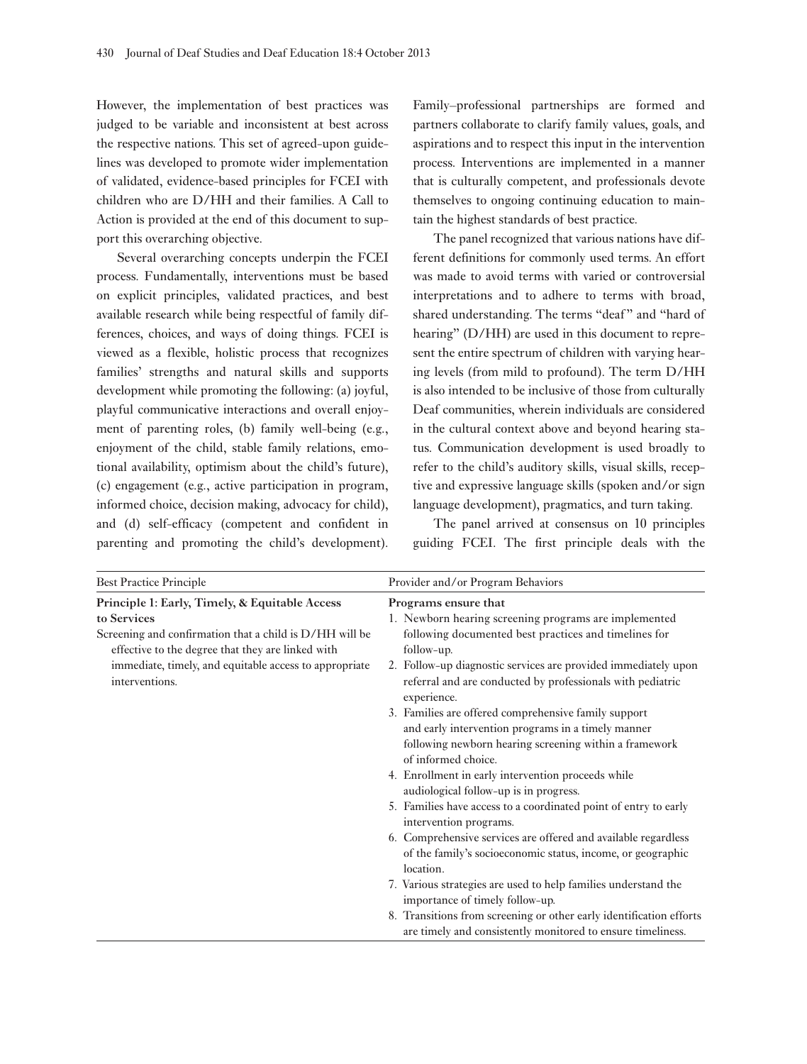However, the implementation of best practices was judged to be variable and inconsistent at best across the respective nations. This set of agreed-upon guidelines was developed to promote wider implementation of validated, evidence-based principles for FCEI with children who are D/HH and their families. A Call to Action is provided at the end of this document to support this overarching objective.

Several overarching concepts underpin the FCEI process. Fundamentally, interventions must be based on explicit principles, validated practices, and best available research while being respectful of family differences, choices, and ways of doing things. FCEI is viewed as a flexible, holistic process that recognizes families' strengths and natural skills and supports development while promoting the following: (a) joyful, playful communicative interactions and overall enjoyment of parenting roles, (b) family well-being (e.g., enjoyment of the child, stable family relations, emotional availability, optimism about the child's future), (c) engagement (e.g., active participation in program, informed choice, decision making, advocacy for child), and (d) self-efficacy (competent and confident in parenting and promoting the child's development). Family–professional partnerships are formed and partners collaborate to clarify family values, goals, and aspirations and to respect this input in the intervention process. Interventions are implemented in a manner that is culturally competent, and professionals devote themselves to ongoing continuing education to maintain the highest standards of best practice.

The panel recognized that various nations have different definitions for commonly used terms. An effort was made to avoid terms with varied or controversial interpretations and to adhere to terms with broad, shared understanding. The terms "deaf" and "hard of hearing" (D/HH) are used in this document to represent the entire spectrum of children with varying hearing levels (from mild to profound). The term D/HH is also intended to be inclusive of those from culturally Deaf communities, wherein individuals are considered in the cultural context above and beyond hearing status. Communication development is used broadly to refer to the child's auditory skills, visual skills, receptive and expressive language skills (spoken and/or sign language development), pragmatics, and turn taking.

The panel arrived at consensus on 10 principles guiding FCEI. The first principle deals with the

| Best Practice Principle | Provider and/or Program Behaviors |
|---|---|
| **Principle 1: Early, Timely, & Equitable Access to Services**<br>Screening and confirmation that a child is D/HH will be effective to the degree that they are linked with immediate, timely, and equitable access to appropriate interventions. | **Programs ensure that**<br>1. Newborn hearing screening programs are implemented following documented best practices and timelines for follow-up.<br>2. Follow-up diagnostic services are provided immediately upon referral and are conducted by professionals with pediatric experience.<br>3. Families are offered comprehensive family support and early intervention programs in a timely manner following newborn hearing screening within a framework of informed choice.<br>4. Enrollment in early intervention proceeds while audiological follow-up is in progress.<br>5. Families have access to a coordinated point of entry to early intervention programs.<br>6. Comprehensive services are offered and available regardless of the family's socioeconomic status, income, or geographic location.<br>7. Various strategies are used to help families understand the importance of timely follow-up.<br>8. Transitions from screening or other early identification efforts are timely and consistently monitored to ensure timeliness. |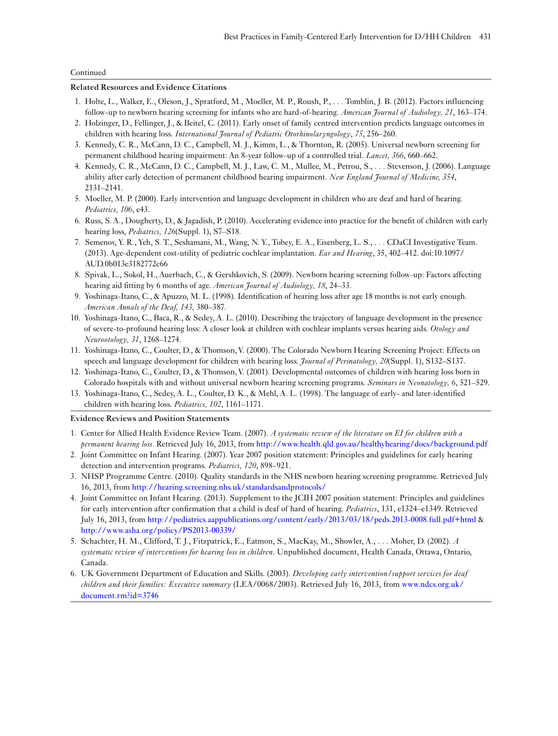Continued

**Related Resources and Evidence Citations**

1. Holte, L., Walker, E., Oleson, J., Spratford, M., Moeller, M. P., Roush, P., . . . Tomblin, J. B. (2012). Factors influencing follow-up to newborn hearing screening for infants who are hard-of-hearing. *American Journal of Audiology, 21*, 163–174.
2. Holzinger, D., Fellinger, J., & Beitel, C. (2011). Early onset of family centred intervention predicts language outcomes in children with hearing loss. *International Journal of Pediatric Otorhinolaryngology*, *75*, 256–260.
3. Kennedy, C. R., McCann, D. C., Campbell, M. J., Kimm, L., & Thornton, R. (2005). Universal newborn screening for permanent childhood hearing impairment: An 8-year follow-up of a controlled trial. *Lancet, 366*, 660–662.
4. Kennedy, C. R., McCann, D. C., Campbell, M. J., Law, C. M., Mullee, M., Petrou, S., . . . Stevenson, J. (2006). Language ability after early detection of permanent childhood hearing impairment. *New England Journal of Medicine, 354*, 2131–2141.
5. Moeller, M. P. (2000). Early intervention and language development in children who are deaf and hard of hearing. *Pediatrics, 106*, e43.
6. Russ, S. A., Dougherty, D., & Jagadish, P. (2010). Accelerating evidence into practice for the benefit of children with early hearing loss, *Pediatrics, 126*(Suppl. 1), S7–S18.
7. Semenov, Y. R., Yeh, S. T., Seshamani, M., Wang, N. Y., Tobey, E. A., Eisenberg, L. S., . . . CDaCI Investigative Team. (2013). Age-dependent cost-utility of pediatric cochlear implantation. *Ear and Hearing*, 35, 402–412. doi:10.1097/AUD.0b013e3182772c66
8. Spivak, L., Sokol, H., Auerbach, C., & Gershkovich, S. (2009). Newborn hearing screening follow-up: Factors affecting hearing aid fitting by 6 months of age. *American Journal of Audiology, 18*, 24–33.
9. Yoshinaga-Itano, C., & Apuzzo, M. L. (1998). Identification of hearing loss after age 18 months is not early enough. *American Annals of the Deaf, 143,* 380–387.
10. Yoshinaga-Itano, C., Baca, R., & Sedey, A. L. (2010). Describing the trajectory of language development in the presence of severe-to-profound hearing loss: A closer look at children with cochlear implants versus hearing aids. *Otology and Neurootology, 31*, 1268–1274.
11. Yoshinaga-Itano, C., Coulter, D., & Thomson, V. (2000). The Colorado Newborn Hearing Screening Project: Effects on speech and language development for children with hearing loss. *Journal of Perinatology, 20*(Suppl. 1), S132–S137.
12. Yoshinaga-Itano, C., Coulter, D., & Thomson, V. (2001). Developmental outcomes of children with hearing loss born in Colorado hospitals with and without universal newborn hearing screening programs. *Seminars in Neonatology, 6*, 521–529.
13. Yoshinaga-Itano, C., Sedey, A. L., Coulter, D. K., & Mehl, A. L. (1998). The language of early- and later-identified children with hearing loss. *Pediatrics, 102*, 1161–1171.

**Evidence Reviews and Position Statements**

1. Center for Allied Health Evidence Review Team. (2007). *A systematic review of the literature on EI for children with a permanent hearing loss*. Retrieved July 16, 2013, from http://www.health.qld.gov.au/healthyhearing/docs/background.pdf
2. Joint Committee on Infant Hearing. (2007). Year 2007 position statement: Principles and guidelines for early hearing detection and intervention programs. *Pediatrics, 120*, 898–921.
3. NHSP Programme Centre. (2010). Quality standards in the NHS newborn hearing screening programme. Retrieved July 16, 2013, from http://hearing.screening.nhs.uk/standardsandprotocols/
4. Joint Committee on Infant Hearing. (2013). Supplement to the JCIH 2007 position statement: Principles and guidelines for early intervention after confirmation that a child is deaf of hard of hearing. *Pediatrics*, 131, e1324–e1349. Retrieved July 16, 2013, from http://pediatrics.aappublications.org/content/early/2013/03/18/peds.2013-0008.full.pdf+html & http://www.asha.org/policy/PS2013-00339/
5. Schachter, H. M., Clifford, T. J., Fitzpatrick, E., Eatmon, S., MacKay, M., Showler, A., . . . Moher, D. (2002). *A systematic review of interventions for hearing loss in children*. Unpublished document, Health Canada, Ottawa, Ontario, Canada.
6. UK Government Department of Education and Skills. (2003). *Developing early intervention/support services for deaf children and their families: Executive summary* (LEA/0068/2003). Retrieved July 16, 2013, from www.ndcs.org.uk/document.rm?id=3746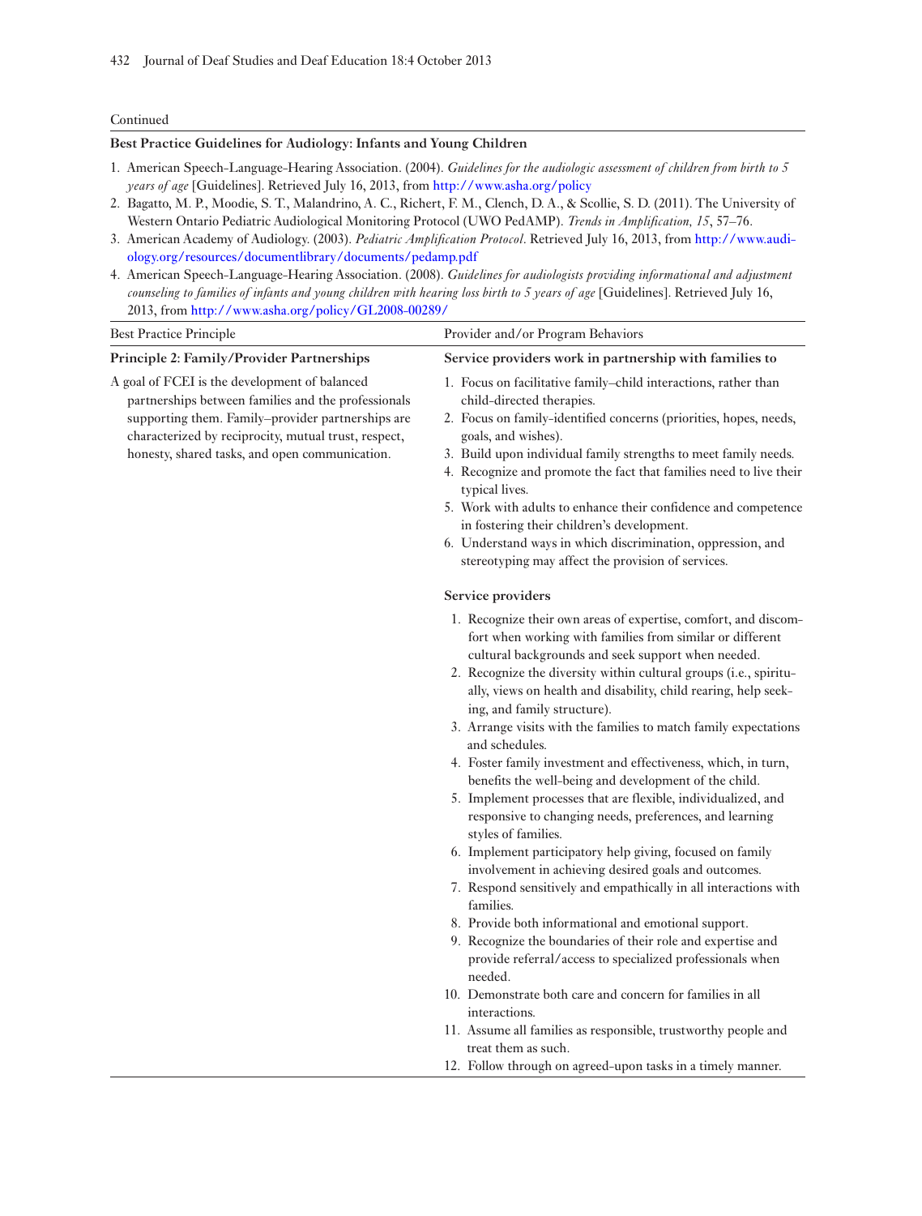Continued

**Best Practice Guidelines for Audiology: Infants and Young Children**

1. American Speech-Language-Hearing Association. (2004). *Guidelines for the audiologic assessment of children from birth to 5 years of age* [Guidelines]. Retrieved July 16, 2013, from http://www.asha.org/policy
2. Bagatto, M. P., Moodie, S. T., Malandrino, A. C., Richert, F. M., Clench, D. A., & Scollie, S. D. (2011). The University of Western Ontario Pediatric Audiological Monitoring Protocol (UWO PedAMP). *Trends in Amplification, 15*, 57–76.
3. American Academy of Audiology. (2003). *Pediatric Amplification Protocol*. Retrieved July 16, 2013, from http://www.audiology.org/resources/documentlibrary/documents/pedamp.pdf
4. American Speech-Language-Hearing Association. (2008). *Guidelines for audiologists providing informational and adjustment counseling to families of infants and young children with hearing loss birth to 5 years of age* [Guidelines]. Retrieved July 16, 2013, from http://www.asha.org/policy/GL2008-00289/

| Best Practice Principle | Provider and/or Program Behaviors |
|---|---|
| **Principle 2: Family/Provider Partnerships** | **Service providers work in partnership with families to** |
| A goal of FCEI is the development of balanced partnerships between families and the professionals supporting them. Family–provider partnerships are characterized by reciprocity, mutual trust, respect, honesty, shared tasks, and open communication. | 1. Focus on facilitative family–child interactions, rather than child-directed therapies.<br>2. Focus on family-identified concerns (priorities, hopes, needs, goals, and wishes).<br>3. Build upon individual family strengths to meet family needs.<br>4. Recognize and promote the fact that families need to live their typical lives.<br>5. Work with adults to enhance their confidence and competence in fostering their children's development.<br>6. Understand ways in which discrimination, oppression, and stereotyping may affect the provision of services. |
| | **Service providers** |
| | 1. Recognize their own areas of expertise, comfort, and discomfort when working with families from similar or different cultural backgrounds and seek support when needed.<br>2. Recognize the diversity within cultural groups (i.e., spiritually, views on health and disability, child rearing, help seeking, and family structure).<br>3. Arrange visits with the families to match family expectations and schedules.<br>4. Foster family investment and effectiveness, which, in turn, benefits the well-being and development of the child.<br>5. Implement processes that are flexible, individualized, and responsive to changing needs, preferences, and learning styles of families.<br>6. Implement participatory help giving, focused on family involvement in achieving desired goals and outcomes.<br>7. Respond sensitively and empathically in all interactions with families.<br>8. Provide both informational and emotional support.<br>9. Recognize the boundaries of their role and expertise and provide referral/access to specialized professionals when needed.<br>10. Demonstrate both care and concern for families in all interactions.<br>11. Assume all families as responsible, trustworthy people and treat them as such.<br>12. Follow through on agreed-upon tasks in a timely manner. |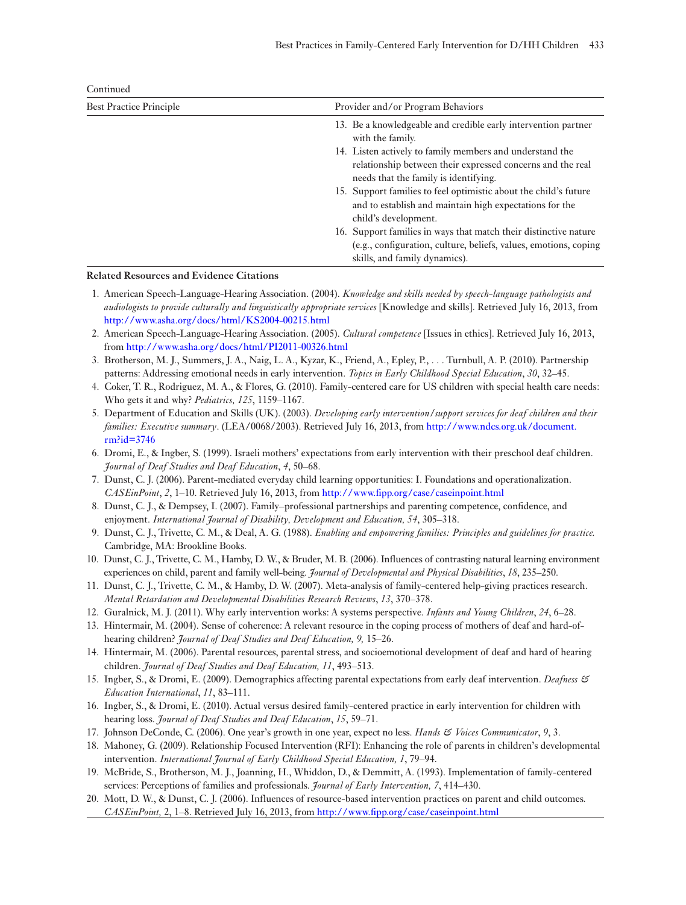Continued

| Best Practice Principle | Provider and/or Program Behaviors |
|---|---|
| | 13. Be a knowledgeable and credible early intervention partner with the family.<br>14. Listen actively to family members and understand the relationship between their expressed concerns and the real needs that the family is identifying.<br>15. Support families to feel optimistic about the child's future and to establish and maintain high expectations for the child's development.<br>16. Support families in ways that match their distinctive nature (e.g., configuration, culture, beliefs, values, emotions, coping skills, and family dynamics). |

**Related Resources and Evidence Citations**

1. American Speech-Language-Hearing Association. (2004). *Knowledge and skills needed by speech-language pathologists and audiologists to provide culturally and linguistically appropriate services* [Knowledge and skills]. Retrieved July 16, 2013, from http://www.asha.org/docs/html/KS2004-00215.html
2. American Speech-Language-Hearing Association. (2005). *Cultural competence* [Issues in ethics]. Retrieved July 16, 2013, from http://www.asha.org/docs/html/PI2011-00326.html
3. Brotherson, M. J., Summers, J. A., Naig, L. A., Kyzar, K., Friend, A., Epley, P., . . . Turnbull, A. P. (2010). Partnership patterns: Addressing emotional needs in early intervention. *Topics in Early Childhood Special Education*, *30*, 32–45.
4. Coker, T. R., Rodriguez, M. A., & Flores, G. (2010). Family-centered care for US children with special health care needs: Who gets it and why? *Pediatrics, 125*, 1159–1167.
5. Department of Education and Skills (UK). (2003). *Developing early intervention/support services for deaf children and their families: Executive summary*. (LEA/0068/2003). Retrieved July 16, 2013, from http://www.ndcs.org.uk/document.rm?id=3746
6. Dromi, E., & Ingber, S. (1999). Israeli mothers' expectations from early intervention with their preschool deaf children. *Journal of Deaf Studies and Deaf Education*, *4*, 50–68.
7. Dunst, C. J. (2006). Parent-mediated everyday child learning opportunities: I. Foundations and operationalization. *CASEinPoint*, *2*, 1–10. Retrieved July 16, 2013, from http://www.fipp.org/case/caseinpoint.html
8. Dunst, C. J., & Dempsey, I. (2007). Family–professional partnerships and parenting competence, confidence, and enjoyment. *International Journal of Disability, Development and Education, 54*, 305–318.
9. Dunst, C. J., Trivette, C. M., & Deal, A. G. (1988). *Enabling and empowering families: Principles and guidelines for practice.* Cambridge, MA: Brookline Books.
10. Dunst, C. J., Trivette, C. M., Hamby, D. W., & Bruder, M. B. (2006). Influences of contrasting natural learning environment experiences on child, parent and family well-being. *Journal of Developmental and Physical Disabilities*, *18*, 235–250.
11. Dunst, C. J., Trivette, C. M., & Hamby, D. W. (2007). Meta-analysis of family-centered help-giving practices research. *Mental Retardation and Developmental Disabilities Research Reviews*, *13*, 370–378.
12. Guralnick, M. J. (2011). Why early intervention works: A systems perspective. *Infants and Young Children*, *24*, 6–28.
13. Hintermair, M. (2004). Sense of coherence: A relevant resource in the coping process of mothers of deaf and hard-of-hearing children? *Journal of Deaf Studies and Deaf Education, 9,* 15–26.
14. Hintermair, M. (2006). Parental resources, parental stress, and socioemotional development of deaf and hard of hearing children. *Journal of Deaf Studies and Deaf Education, 11*, 493–513.
15. Ingber, S., & Dromi, E. (2009). Demographics affecting parental expectations from early deaf intervention. *Deafness & Education International*, *11*, 83–111.
16. Ingber, S., & Dromi, E. (2010). Actual versus desired family-centered practice in early intervention for children with hearing loss. *Journal of Deaf Studies and Deaf Education*, *15*, 59–71.
17. Johnson DeConde, C. (2006). One year's growth in one year, expect no less. *Hands & Voices Communicator*, *9*, 3.
18. Mahoney, G. (2009). Relationship Focused Intervention (RFI): Enhancing the role of parents in children's developmental intervention. *International Journal of Early Childhood Special Education, 1*, 79–94.
19. McBride, S., Brotherson, M. J., Joanning, H., Whiddon, D., & Demmitt, A. (1993). Implementation of family-centered services: Perceptions of families and professionals. *Journal of Early Intervention, 7*, 414–430.
20. Mott, D. W., & Dunst, C. J. (2006). Influences of resource-based intervention practices on parent and child outcomes. *CASEinPoint,* 2, 1–8. Retrieved July 16, 2013, from http://www.fipp.org/case/caseinpoint.html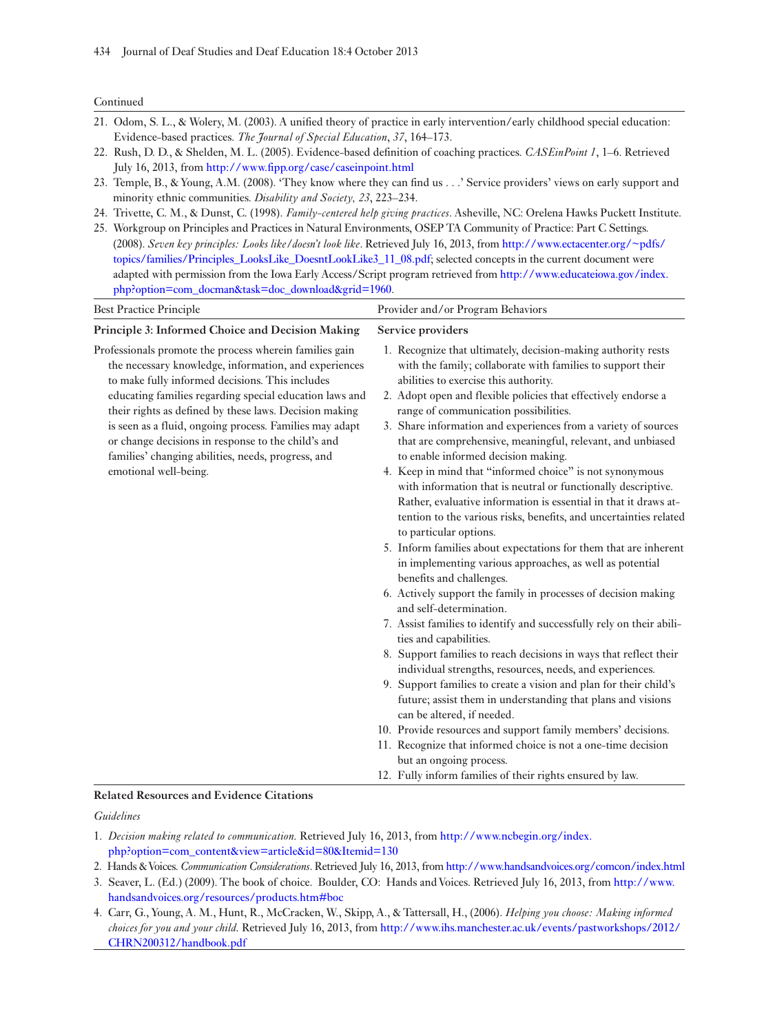Continued

21. Odom, S. L., & Wolery, M. (2003). A unified theory of practice in early intervention/early childhood special education: Evidence-based practices. *The Journal of Special Education*, *37*, 164–173.
22. Rush, D. D., & Shelden, M. L. (2005). Evidence-based definition of coaching practices. *CASEinPoint 1*, 1–6. Retrieved July 16, 2013, from http://www.fipp.org/case/caseinpoint.html
23. Temple, B., & Young, A.M. (2008). 'They know where they can find us . . .' Service providers' views on early support and minority ethnic communities. *Disability and Society, 23*, 223–234.
24. Trivette, C. M., & Dunst, C. (1998). *Family-centered help giving practices*. Asheville, NC: Orelena Hawks Puckett Institute.
25. Workgroup on Principles and Practices in Natural Environments, OSEP TA Community of Practice: Part C Settings. (2008). *Seven key principles: Looks like/doesn't look like*. Retrieved July 16, 2013, from http://www.ectacenter.org/~pdfs/topics/families/Principles_LooksLike_DoesntLookLike3_11_08.pdf; selected concepts in the current document were adapted with permission from the Iowa Early Access/Script program retrieved from http://www.educateiowa.gov/index.php?option=com_docman&task=doc_download&grid=1960.

| Best Practice Principle | Provider and/or Program Behaviors |
|---|---|
| **Principle 3: Informed Choice and Decision Making** | **Service providers** |
| Professionals promote the process wherein families gain the necessary knowledge, information, and experiences to make fully informed decisions. This includes educating families regarding special education laws and their rights as defined by these laws. Decision making is seen as a fluid, ongoing process. Families may adapt or change decisions in response to the child's and families' changing abilities, needs, progress, and emotional well-being. | 1. Recognize that ultimately, decision-making authority rests with the family; collaborate with families to support their abilities to exercise this authority.<br>2. Adopt open and flexible policies that effectively endorse a range of communication possibilities.<br>3. Share information and experiences from a variety of sources that are comprehensive, meaningful, relevant, and unbiased to enable informed decision making.<br>4. Keep in mind that "informed choice" is not synonymous with information that is neutral or functionally descriptive. Rather, evaluative information is essential in that it draws attention to the various risks, benefits, and uncertainties related to particular options.<br>5. Inform families about expectations for them that are inherent in implementing various approaches, as well as potential benefits and challenges.<br>6. Actively support the family in processes of decision making and self-determination.<br>7. Assist families to identify and successfully rely on their abilities and capabilities.<br>8. Support families to reach decisions in ways that reflect their individual strengths, resources, needs, and experiences.<br>9. Support families to create a vision and plan for their child's future; assist them in understanding that plans and visions can be altered, if needed.<br>10. Provide resources and support family members' decisions.<br>11. Recognize that informed choice is not a one-time decision but an ongoing process.<br>12. Fully inform families of their rights ensured by law. |

**Related Resources and Evidence Citations**

*Guidelines*

1. *Decision making related to communication.* Retrieved July 16, 2013, from http://www.ncbegin.org/index.php?option=com_content&view=article&id=80&Itemid=130
2. Hands & Voices. *Communication Considerations*. Retrieved July 16, 2013, from http://www.handsandvoices.org/comcon/index.html
3. Seaver, L. (Ed.) (2009). The book of choice. Boulder, CO: Hands and Voices. Retrieved July 16, 2013, from http://www.handsandvoices.org/resources/products.htm#boc
4. Carr, G., Young, A. M., Hunt, R., McCracken, W., Skipp, A., & Tattersall, H., (2006). *Helping you choose: Making informed choices for you and your child.* Retrieved July 16, 2013, from http://www.ihs.manchester.ac.uk/events/pastworkshops/2012/CHRN200312/handbook.pdf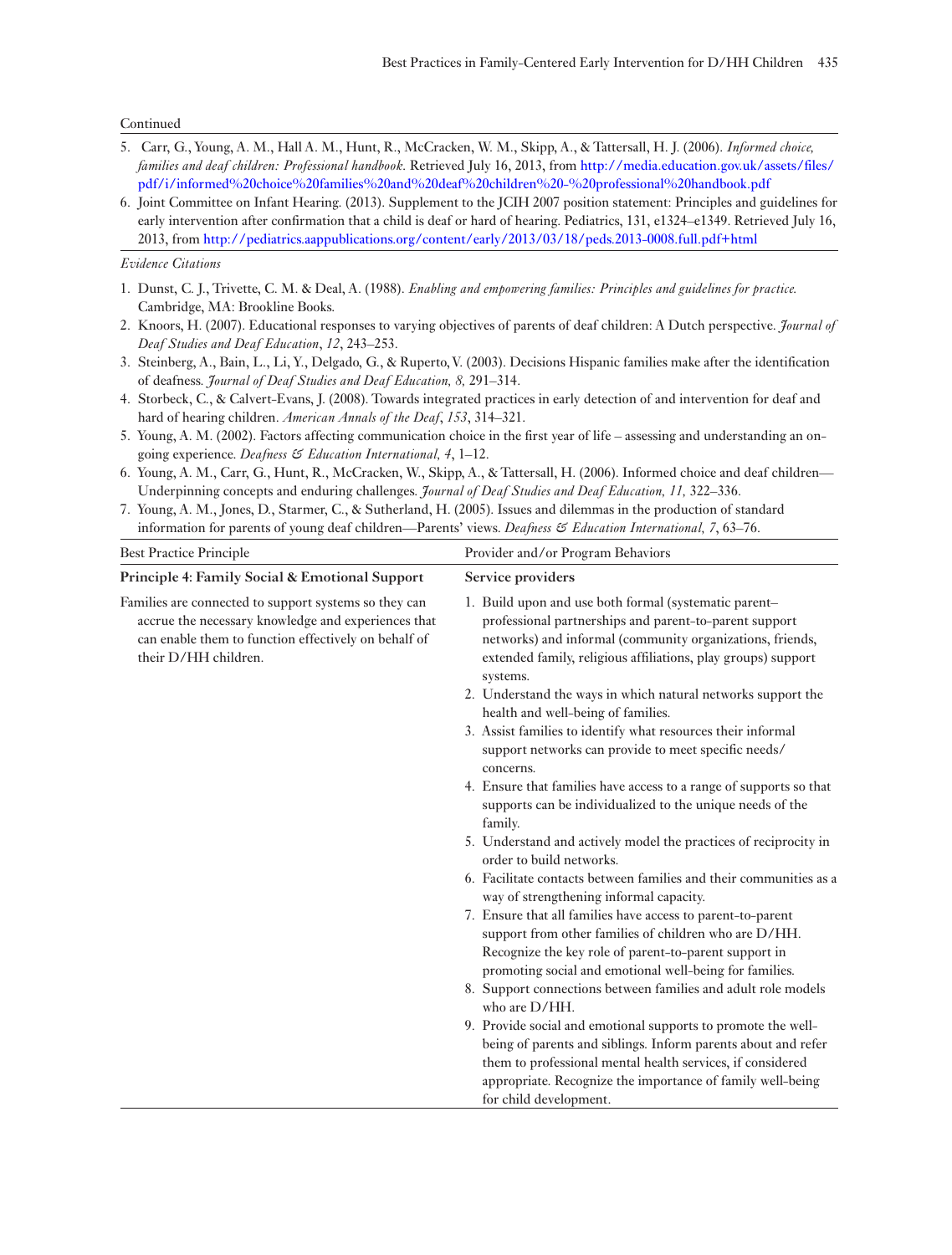Continued

5. Carr, G., Young, A. M., Hall A. M., Hunt, R., McCracken, W. M., Skipp, A., & Tattersall, H. J. (2006). *Informed choice, families and deaf children: Professional handbook*. Retrieved July 16, 2013, from http://media.education.gov.uk/assets/files/pdf/i/informed%20choice%20families%20and%20deaf%20children%20-%20professional%20handbook.pdf
6. Joint Committee on Infant Hearing. (2013). Supplement to the JCIH 2007 position statement: Principles and guidelines for early intervention after confirmation that a child is deaf or hard of hearing. Pediatrics, 131, e1324–e1349. Retrieved July 16, 2013, from http://pediatrics.aappublications.org/content/early/2013/03/18/peds.2013-0008.full.pdf+html

*Evidence Citations*

1. Dunst, C. J., Trivette, C. M. & Deal, A. (1988). *Enabling and empowering families: Principles and guidelines for practice.* Cambridge, MA: Brookline Books.
2. Knoors, H. (2007). Educational responses to varying objectives of parents of deaf children: A Dutch perspective. *Journal of Deaf Studies and Deaf Education*, *12*, 243–253.
3. Steinberg, A., Bain, L., Li, Y., Delgado, G., & Ruperto, V. (2003). Decisions Hispanic families make after the identification of deafness. *Journal of Deaf Studies and Deaf Education, 8,* 291–314.
4. Storbeck, C., & Calvert-Evans, J. (2008). Towards integrated practices in early detection of and intervention for deaf and hard of hearing children. *American Annals of the Deaf*, *153*, 314–321.
5. Young, A. M. (2002). Factors affecting communication choice in the first year of life – assessing and understanding an on-going experience. *Deafness & Education International, 4*, 1–12.
6. Young, A. M., Carr, G., Hunt, R., McCracken, W., Skipp, A., & Tattersall, H. (2006). Informed choice and deaf children—Underpinning concepts and enduring challenges. *Journal of Deaf Studies and Deaf Education, 11,* 322–336.
7. Young, A. M., Jones, D., Starmer, C., & Sutherland, H. (2005). Issues and dilemmas in the production of standard information for parents of young deaf children—Parents' views. *Deafness & Education International, 7*, 63–76.

| Best Practice Principle | Provider and/or Program Behaviors |
|---|---|
| **Principle 4: Family Social & Emotional Support** | **Service providers** |
| Families are connected to support systems so they can accrue the necessary knowledge and experiences that can enable them to function effectively on behalf of their D/HH children. | 1. Build upon and use both formal (systematic parent–professional partnerships and parent-to-parent support networks) and informal (community organizations, friends, extended family, religious affiliations, play groups) support systems.<br>2. Understand the ways in which natural networks support the health and well-being of families.<br>3. Assist families to identify what resources their informal support networks can provide to meet specific needs/concerns.<br>4. Ensure that families have access to a range of supports so that supports can be individualized to the unique needs of the family.<br>5. Understand and actively model the practices of reciprocity in order to build networks.<br>6. Facilitate contacts between families and their communities as a way of strengthening informal capacity.<br>7. Ensure that all families have access to parent-to-parent support from other families of children who are D/HH. Recognize the key role of parent-to-parent support in promoting social and emotional well-being for families.<br>8. Support connections between families and adult role models who are D/HH.<br>9. Provide social and emotional supports to promote the well-being of parents and siblings. Inform parents about and refer them to professional mental health services, if considered appropriate. Recognize the importance of family well-being for child development. |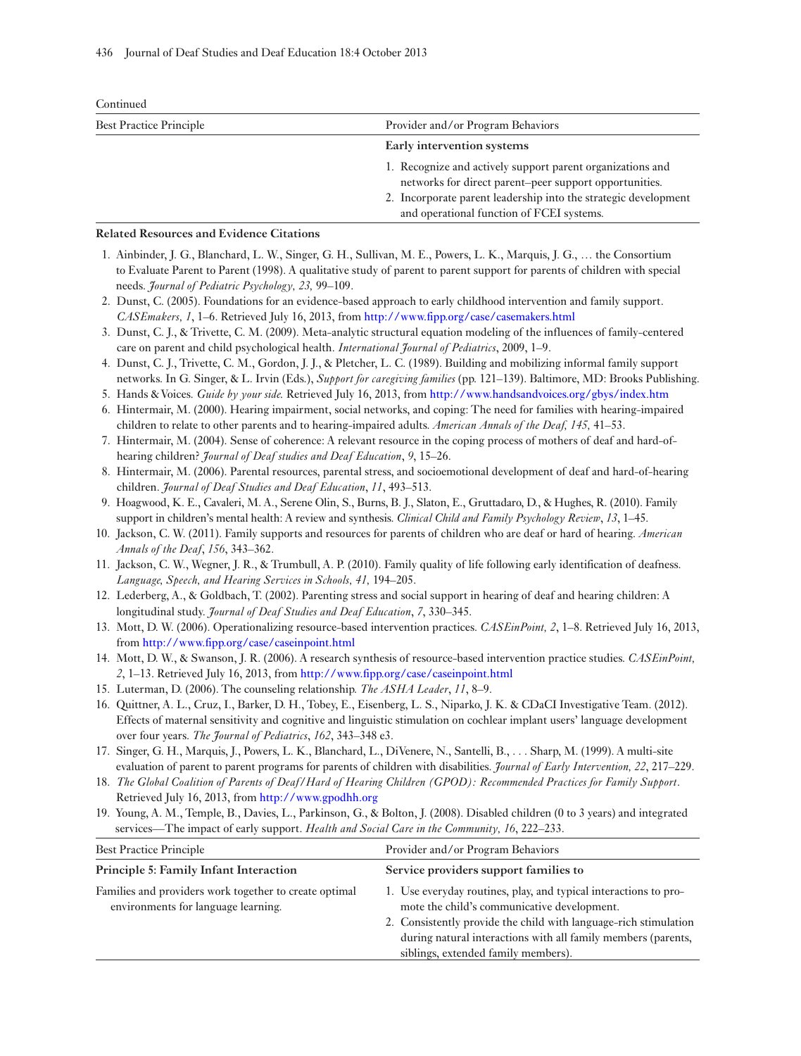Continued

| Best Practice Principle | Provider and/or Program Behaviors |
|---|---|
| | **Early intervention systems** |
| | 1. Recognize and actively support parent organizations and networks for direct parent–peer support opportunities. 2. Incorporate parent leadership into the strategic development and operational function of FCEI systems. |

**Related Resources and Evidence Citations**

1. Ainbinder, J. G., Blanchard, L. W., Singer, G. H., Sullivan, M. E., Powers, L. K., Marquis, J. G., … the Consortium to Evaluate Parent to Parent (1998). A qualitative study of parent to parent support for parents of children with special needs. *Journal of Pediatric Psychology, 23,* 99–109.
2. Dunst, C. (2005). Foundations for an evidence-based approach to early childhood intervention and family support. *CASEmakers, 1*, 1–6. Retrieved July 16, 2013, from http://www.fipp.org/case/casemakers.html
3. Dunst, C. J., & Trivette, C. M. (2009). Meta-analytic structural equation modeling of the influences of family-centered care on parent and child psychological health. *International Journal of Pediatrics*, 2009, 1–9.
4. Dunst, C. J., Trivette, C. M., Gordon, J. J., & Pletcher, L. C. (1989). Building and mobilizing informal family support networks. In G. Singer, & L. Irvin (Eds.), *Support for caregiving families* (pp. 121–139). Baltimore, MD: Brooks Publishing.
5. Hands & Voices. *Guide by your side.* Retrieved July 16, 2013, from http://www.handsandvoices.org/gbys/index.htm
6. Hintermair, M. (2000). Hearing impairment, social networks, and coping: The need for families with hearing-impaired children to relate to other parents and to hearing-impaired adults. *American Annals of the Deaf, 145,* 41–53.
7. Hintermair, M. (2004). Sense of coherence: A relevant resource in the coping process of mothers of deaf and hard-of-hearing children? *Journal of Deaf studies and Deaf Education*, *9*, 15–26.
8. Hintermair, M. (2006). Parental resources, parental stress, and socioemotional development of deaf and hard-of-hearing children. *Journal of Deaf Studies and Deaf Education*, *11*, 493–513.
9. Hoagwood, K. E., Cavaleri, M. A., Serene Olin, S., Burns, B. J., Slaton, E., Gruttadaro, D., & Hughes, R. (2010). Family support in children's mental health: A review and synthesis. *Clinical Child and Family Psychology Review*, *13*, 1–45.
10. Jackson, C. W. (2011). Family supports and resources for parents of children who are deaf or hard of hearing. *American Annals of the Deaf*, *156*, 343–362.
11. Jackson, C. W., Wegner, J. R., & Trumbull, A. P. (2010). Family quality of life following early identification of deafness. *Language, Speech, and Hearing Services in Schools, 41,* 194–205.
12. Lederberg, A., & Goldbach, T. (2002). Parenting stress and social support in hearing of deaf and hearing children: A longitudinal study. *Journal of Deaf Studies and Deaf Education*, *7*, 330–345.
13. Mott, D. W. (2006). Operationalizing resource-based intervention practices. *CASEinPoint, 2*, 1–8. Retrieved July 16, 2013, from http://www.fipp.org/case/caseinpoint.html
14. Mott, D. W., & Swanson, J. R. (2006). A research synthesis of resource-based intervention practice studies. *CASEinPoint, 2*, 1–13. Retrieved July 16, 2013, from http://www.fipp.org/case/caseinpoint.html
15. Luterman, D. (2006). The counseling relationship. *The ASHA Leader*, *11*, 8–9.
16. Quittner, A. L., Cruz, I., Barker, D. H., Tobey, E., Eisenberg, L. S., Niparko, J. K. & CDaCI Investigative Team. (2012). Effects of maternal sensitivity and cognitive and linguistic stimulation on cochlear implant users' language development over four years. *The Journal of Pediatrics*, *162*, 343–348 e3.
17. Singer, G. H., Marquis, J., Powers, L. K., Blanchard, L., DiVenere, N., Santelli, B., . . . Sharp, M. (1999). A multi-site evaluation of parent to parent programs for parents of children with disabilities. *Journal of Early Intervention, 22*, 217–229.
18. *The Global Coalition of Parents of Deaf/Hard of Hearing Children (GPOD): Recommended Practices for Family Support*. Retrieved July 16, 2013, from http://www.gpodhh.org
19. Young, A. M., Temple, B., Davies, L., Parkinson, G., & Bolton, J. (2008). Disabled children (0 to 3 years) and integrated services—The impact of early support. *Health and Social Care in the Community, 16*, 222–233.

| Best Practice Principle | Provider and/or Program Behaviors |
|---|---|
| **Principle 5: Family Infant Interaction** | **Service providers support families to** |
| Families and providers work together to create optimal environments for language learning. | 1. Use everyday routines, play, and typical interactions to promote the child's communicative development. 2. Consistently provide the child with language-rich stimulation during natural interactions with all family members (parents, siblings, extended family members). |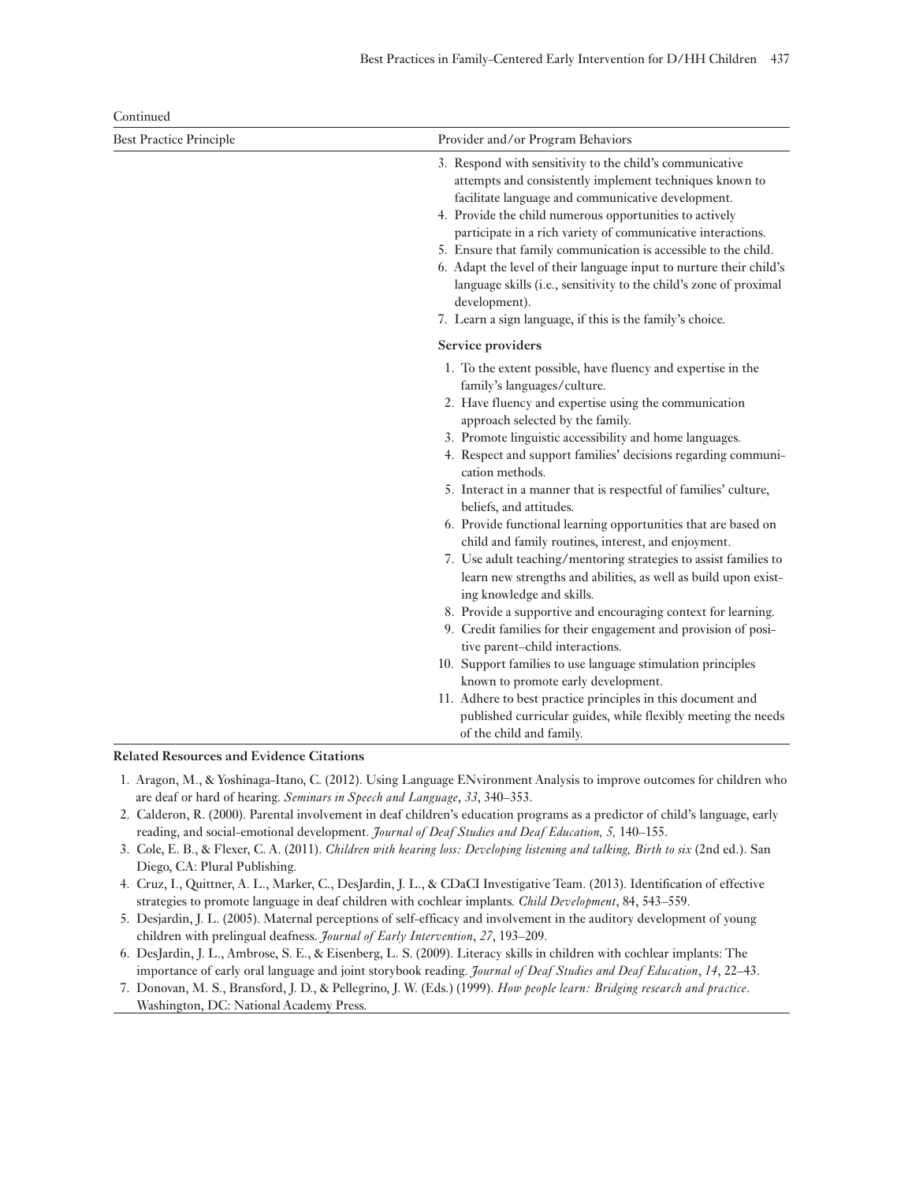Continued

| Best Practice Principle | Provider and/or Program Behaviors |
|---|---|
| | 3. Respond with sensitivity to the child's communicative attempts and consistently implement techniques known to facilitate language and communicative development.<br>4. Provide the child numerous opportunities to actively participate in a rich variety of communicative interactions.<br>5. Ensure that family communication is accessible to the child.<br>6. Adapt the level of their language input to nurture their child's language skills (i.e., sensitivity to the child's zone of proximal development).<br>7. Learn a sign language, if this is the family's choice. |
| | **Service providers**<br>1. To the extent possible, have fluency and expertise in the family's languages/culture.<br>2. Have fluency and expertise using the communication approach selected by the family.<br>3. Promote linguistic accessibility and home languages.<br>4. Respect and support families' decisions regarding communication methods.<br>5. Interact in a manner that is respectful of families' culture, beliefs, and attitudes.<br>6. Provide functional learning opportunities that are based on child and family routines, interest, and enjoyment.<br>7. Use adult teaching/mentoring strategies to assist families to learn new strengths and abilities, as well as build upon existing knowledge and skills.<br>8. Provide a supportive and encouraging context for learning.<br>9. Credit families for their engagement and provision of positive parent–child interactions.<br>10. Support families to use language stimulation principles known to promote early development.<br>11. Adhere to best practice principles in this document and published curricular guides, while flexibly meeting the needs of the child and family. |

**Related Resources and Evidence Citations**

1. Aragon, M., & Yoshinaga-Itano, C. (2012). Using Language ENvironment Analysis to improve outcomes for children who are deaf or hard of hearing. *Seminars in Speech and Language*, *33*, 340–353.
2. Calderon, R. (2000). Parental involvement in deaf children's education programs as a predictor of child's language, early reading, and social-emotional development. *Journal of Deaf Studies and Deaf Education, 5,* 140–155.
3. Cole, E. B., & Flexer, C. A. (2011). *Children with hearing loss: Developing listening and talking, Birth to six* (2nd ed.). San Diego, CA: Plural Publishing.
4. Cruz, I., Quittner, A. L., Marker, C., DesJardin, J. L., & CDaCI Investigative Team. (2013). Identification of effective strategies to promote language in deaf children with cochlear implants. *Child Development*, 84, 543–559.
5. Desjardin, J. L. (2005). Maternal perceptions of self-efficacy and involvement in the auditory development of young children with prelingual deafness. *Journal of Early Intervention*, *27*, 193–209.
6. DesJardin, J. L., Ambrose, S. E., & Eisenberg, L. S. (2009). Literacy skills in children with cochlear implants: The importance of early oral language and joint storybook reading. *Journal of Deaf Studies and Deaf Education*, *14*, 22–43.
7. Donovan, M. S., Bransford, J. D., & Pellegrino, J. W. (Eds.) (1999). *How people learn: Bridging research and practice*. Washington, DC: National Academy Press.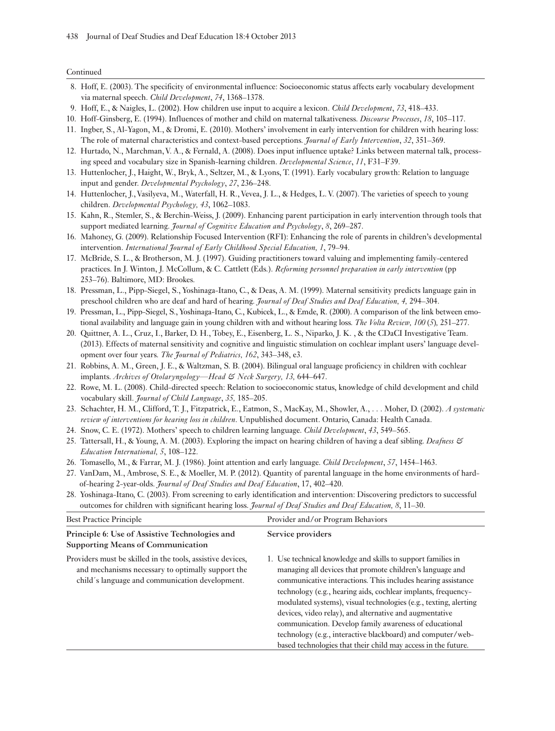Continued

8. Hoff, E. (2003). The specificity of environmental influence: Socioeconomic status affects early vocabulary development via maternal speech. *Child Development*, *74*, 1368–1378.
9. Hoff, E., & Naigles, L. (2002). How children use input to acquire a lexicon. *Child Development*, *73*, 418–433.
10. Hoff-Ginsberg, E. (1994). Influences of mother and child on maternal talkativeness. *Discourse Processes*, *18*, 105–117.
11. Ingber, S., Al-Yagon, M., & Dromi, E. (2010). Mothers' involvement in early intervention for children with hearing loss: The role of maternal characteristics and context-based perceptions. *Journal of Early Intervention*, *32*, 351–369.
12. Hurtado, N., Marchman, V. A., & Fernald, A. (2008). Does input influence uptake? Links between maternal talk, processing speed and vocabulary size in Spanish-learning children. *Developmental Science*, *11*, F31–F39.
13. Huttenlocher, J., Haight, W., Bryk, A., Seltzer, M., & Lyons, T. (1991). Early vocabulary growth: Relation to language input and gender. *Developmental Psychology*, *27*, 236–248.
14. Huttenlocher, J., Vasilyeva, M., Waterfall, H. R., Vevea, J. L., & Hedges, L. V. (2007). The varieties of speech to young children. *Developmental Psychology, 43*, 1062–1083.
15. Kahn, R., Stemler, S., & Berchin-Weiss, J. (2009). Enhancing parent participation in early intervention through tools that support mediated learning. *Journal of Cognitive Education and Psychology*, *8*, 269–287.
16. Mahoney, G. (2009). Relationship Focused Intervention (RFI): Enhancing the role of parents in children's developmental intervention. *International Journal of Early Childhood Special Education, 1*, 79–94.
17. McBride, S. L., & Brotherson, M. J. (1997). Guiding practitioners toward valuing and implementing family-centered practices. In J. Winton, J. McCollum, & C. Cattlett (Eds.). *Reforming personnel preparation in early intervention* (pp 253–76). Baltimore, MD: Brookes.
18. Pressman, L., Pipp-Siegel, S., Yoshinaga-Itano, C., & Deas, A. M. (1999). Maternal sensitivity predicts language gain in preschool children who are deaf and hard of hearing. *Journal of Deaf Studies and Deaf Education, 4,* 294–304.
19. Pressman, L., Pipp-Siegel, S., Yoshinaga-Itano, C., Kubicek, L., & Emde, R. (2000). A comparison of the link between emotional availability and language gain in young children with and without hearing loss. *The Volta Review, 100* (*5*)*,* 251–277.
20. Quittner, A. L., Cruz, I., Barker, D. H., Tobey, E., Eisenberg, L. S., Niparko, J. K. , & the CDaCI Investigative Team. (2013). Effects of maternal sensitivity and cognitive and linguistic stimulation on cochlear implant users' language development over four years. *The Journal of Pediatrics, 162*, 343–348, e3.
21. Robbins, A. M., Green, J. E., & Waltzman, S. B. (2004). Bilingual oral language proficiency in children with cochlear implants. *Archives of Otolaryngology—Head & Neck Surgery, 13,* 644–647.
22. Rowe, M. L. (2008). Child-directed speech: Relation to socioeconomic status, knowledge of child development and child vocabulary skill. *Journal of Child Language*, *35,* 185–205.
23. Schachter, H. M., Clifford, T. J., Fitzpatrick, E., Eatmon, S., MacKay, M., Showler, A., . . . Moher, D. (2002). *A systematic review of interventions for hearing loss in children*. Unpublished document. Ontario, Canada: Health Canada.
24. Snow, C. E. (1972). Mothers' speech to children learning language. *Child Development*, *43*, 549–565.
25. Tattersall, H., & Young, A. M. (2003). Exploring the impact on hearing children of having a deaf sibling. *Deafness & Education International, 5*, 108–122.
26. Tomasello, M., & Farrar, M. J. (1986). Joint attention and early language. *Child Development*, *57*, 1454–1463.
27. VanDam, M., Ambrose, S. E., & Moeller, M. P. (2012). Quantity of parental language in the home environments of hard-of-hearing 2-year-olds. *Journal of Deaf Studies and Deaf Education*, 17, 402–420.
28. Yoshinaga-Itano, C. (2003). From screening to early identification and intervention: Discovering predictors to successful outcomes for children with significant hearing loss. *Journal of Deaf Studies and Deaf Education, 8*, 11–30.

| Best Practice Principle | Provider and/or Program Behaviors |
|---|---|
| **Principle 6: Use of Assistive Technologies and Supporting Means of Communication** | **Service providers** |
| Providers must be skilled in the tools, assistive devices, and mechanisms necessary to optimally support the child´s language and communication development. | 1. Use technical knowledge and skills to support families in managing all devices that promote children's language and communicative interactions. This includes hearing assistance technology (e.g., hearing aids, cochlear implants, frequency-modulated systems), visual technologies (e.g., texting, alerting devices, video relay), and alternative and augmentative communication. Develop family awareness of educational technology (e.g., interactive blackboard) and computer/web-based technologies that their child may access in the future. |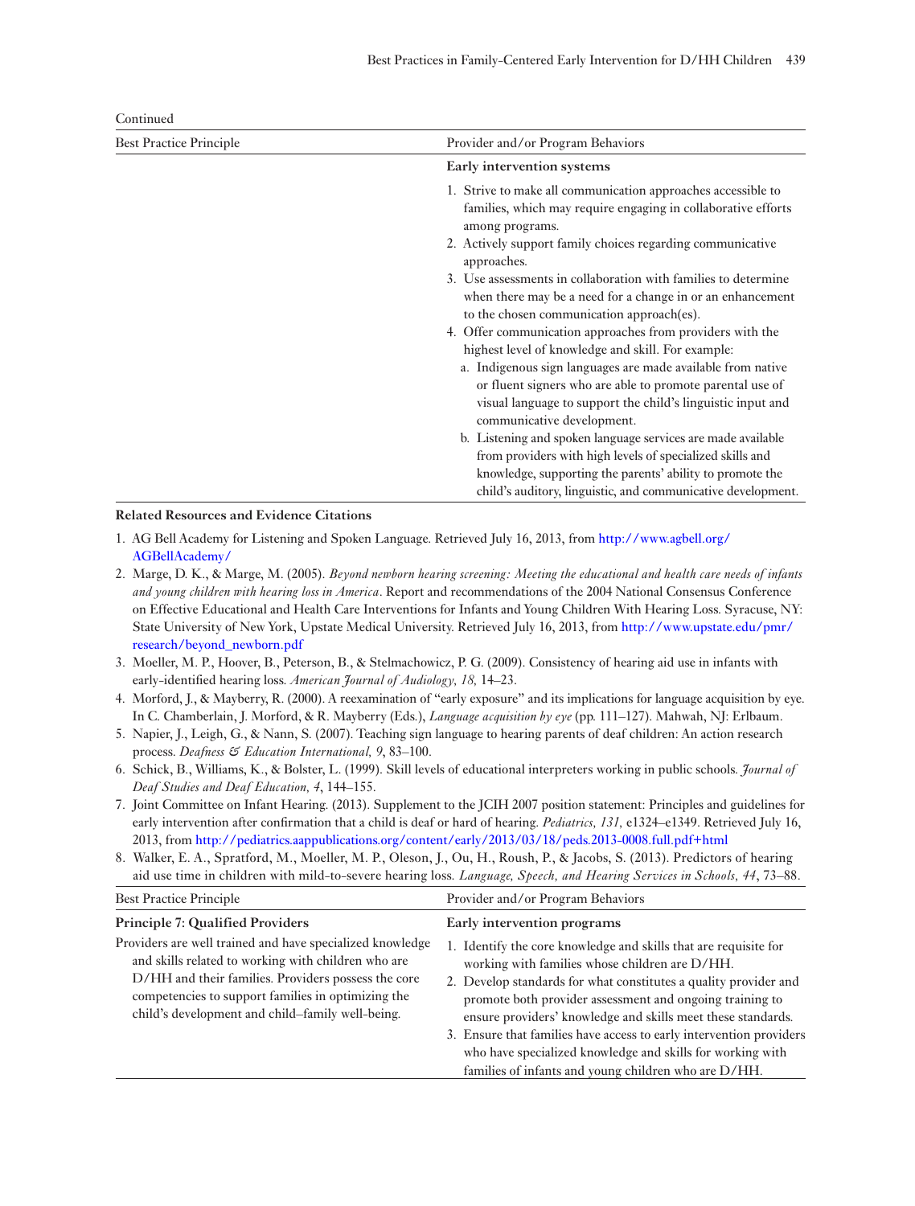Continued

| Best Practice Principle | Provider and/or Program Behaviors |
|---|---|
| | **Early intervention systems**<br>1. Strive to make all communication approaches accessible to families, which may require engaging in collaborative efforts among programs.<br>2. Actively support family choices regarding communicative approaches.<br>3. Use assessments in collaboration with families to determine when there may be a need for a change in or an enhancement to the chosen communication approach(es).<br>4. Offer communication approaches from providers with the highest level of knowledge and skill. For example:<br>a. Indigenous sign languages are made available from native or fluent signers who are able to promote parental use of visual language to support the child's linguistic input and communicative development.<br>b. Listening and spoken language services are made available from providers with high levels of specialized skills and knowledge, supporting the parents' ability to promote the child's auditory, linguistic, and communicative development. |

**Related Resources and Evidence Citations**

1. AG Bell Academy for Listening and Spoken Language. Retrieved July 16, 2013, from http://www.agbell.org/AGBellAcademy/
2. Marge, D. K., & Marge, M. (2005). *Beyond newborn hearing screening: Meeting the educational and health care needs of infants and young children with hearing loss in America*. Report and recommendations of the 2004 National Consensus Conference on Effective Educational and Health Care Interventions for Infants and Young Children With Hearing Loss. Syracuse, NY: State University of New York, Upstate Medical University. Retrieved July 16, 2013, from http://www.upstate.edu/pmr/research/beyond_newborn.pdf
3. Moeller, M. P., Hoover, B., Peterson, B., & Stelmachowicz, P. G. (2009). Consistency of hearing aid use in infants with early-identified hearing loss. *American Journal of Audiology, 18,* 14–23.
4. Morford, J., & Mayberry, R. (2000). A reexamination of "early exposure" and its implications for language acquisition by eye. In C. Chamberlain, J. Morford, & R. Mayberry (Eds.), *Language acquisition by eye* (pp. 111–127). Mahwah, NJ: Erlbaum.
5. Napier, J., Leigh, G., & Nann, S. (2007). Teaching sign language to hearing parents of deaf children: An action research process. *Deafness & Education International, 9*, 83–100.
6. Schick, B., Williams, K., & Bolster, L. (1999). Skill levels of educational interpreters working in public schools. *Journal of Deaf Studies and Deaf Education, 4*, 144–155.
7. Joint Committee on Infant Hearing. (2013). Supplement to the JCIH 2007 position statement: Principles and guidelines for early intervention after confirmation that a child is deaf or hard of hearing. *Pediatrics, 131,* e1324–e1349. Retrieved July 16, 2013, from http://pediatrics.aappublications.org/content/early/2013/03/18/peds.2013-0008.full.pdf+html
8. Walker, E. A., Spratford, M., Moeller, M. P., Oleson, J., Ou, H., Roush, P., & Jacobs, S. (2013). Predictors of hearing aid use time in children with mild-to-severe hearing loss. *Language, Speech, and Hearing Services in Schools, 44*, 73–88.

| Best Practice Principle | Provider and/or Program Behaviors |
|---|---|
| **Principle 7: Qualified Providers**<br>Providers are well trained and have specialized knowledge and skills related to working with children who are D/HH and their families. Providers possess the core competencies to support families in optimizing the child's development and child–family well-being. | **Early intervention programs**<br>1. Identify the core knowledge and skills that are requisite for working with families whose children are D/HH.<br>2. Develop standards for what constitutes a quality provider and promote both provider assessment and ongoing training to ensure providers' knowledge and skills meet these standards.<br>3. Ensure that families have access to early intervention providers who have specialized knowledge and skills for working with families of infants and young children who are D/HH. |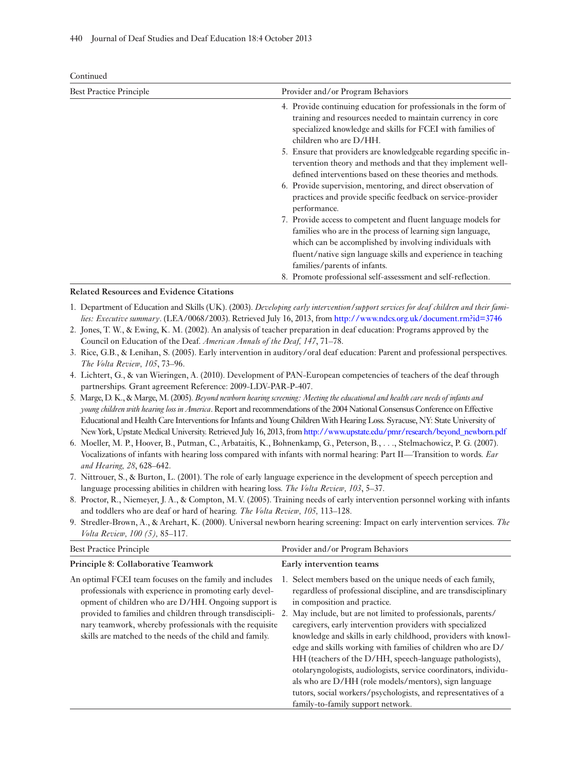Continued

| Best Practice Principle | Provider and/or Program Behaviors |
|---|---|
| | 4. Provide continuing education for professionals in the form of training and resources needed to maintain currency in core specialized knowledge and skills for FCEI with families of children who are D/HH.<br>5. Ensure that providers are knowledgeable regarding specific intervention theory and methods and that they implement well-defined interventions based on these theories and methods.<br>6. Provide supervision, mentoring, and direct observation of practices and provide specific feedback on service-provider performance.<br>7. Provide access to competent and fluent language models for families who are in the process of learning sign language, which can be accomplished by involving individuals with fluent/native sign language skills and experience in teaching families/parents of infants.<br>8. Promote professional self-assessment and self-reflection. |

**Related Resources and Evidence Citations**

1. Department of Education and Skills (UK). (2003). *Developing early intervention/support services for deaf children and their families: Executive summary*. (LEA/0068/2003). Retrieved July 16, 2013, from http://www.ndcs.org.uk/document.rm?id=3746
2. Jones, T. W., & Ewing, K. M. (2002). An analysis of teacher preparation in deaf education: Programs approved by the Council on Education of the Deaf. *American Annals of the Deaf, 147*, 71–78.
3. Rice, G.B., & Lenihan, S. (2005). Early intervention in auditory/oral deaf education: Parent and professional perspectives. *The Volta Review, 105*, 73–96.
4. Lichtert, G., & van Wieringen, A. (2010). Development of PAN-European competencies of teachers of the deaf through partnerships. Grant agreement Reference: 2009-LDV-PAR-P-407.
5. Marge, D. K., & Marge, M. (2005). *Beyond newborn hearing screening: Meeting the educational and health care needs of infants and young children with hearing loss in America*. Report and recommendations of the 2004 National Consensus Conference on Effective Educational and Health Care Interventions for Infants and Young Children With Hearing Loss. Syracuse, NY: State University of New York, Upstate Medical University. Retrieved July 16, 2013, from http://www.upstate.edu/pmr/research/beyond_newborn.pdf
6. Moeller, M. P., Hoover, B., Putman, C., Arbataitis, K., Bohnenkamp, G., Peterson, B., . . ., Stelmachowicz, P. G. (2007). Vocalizations of infants with hearing loss compared with infants with normal hearing: Part II—Transition to words. *Ear and Hearing, 28*, 628–642.
7. Nittrouer, S., & Burton, L. (2001). The role of early language experience in the development of speech perception and language processing abilities in children with hearing loss. *The Volta Review, 103*, 5–37.
8. Proctor, R., Niemeyer, J. A., & Compton, M. V. (2005). Training needs of early intervention personnel working with infants and toddlers who are deaf or hard of hearing. *The Volta Review, 105,* 113–128.
9. Stredler-Brown, A., & Arehart, K. (2000). Universal newborn hearing screening: Impact on early intervention services. *The Volta Review, 100 (5),* 85–117.

| Best Practice Principle | Provider and/or Program Behaviors |
|---|---|
| **Principle 8: Collaborative Teamwork** | **Early intervention teams** |
| An optimal FCEI team focuses on the family and includes professionals with experience in promoting early development of children who are D/HH. Ongoing support is provided to families and children through transdisciplinary teamwork, whereby professionals with the requisite skills are matched to the needs of the child and family. | 1. Select members based on the unique needs of each family, regardless of professional discipline, and are transdisciplinary in composition and practice.<br>2. May include, but are not limited to professionals, parents/caregivers, early intervention providers with specialized knowledge and skills in early childhood, providers with knowledge and skills working with families of children who are D/HH (teachers of the D/HH, speech-language pathologists), otolaryngologists, audiologists, service coordinators, individuals who are D/HH (role models/mentors), sign language tutors, social workers/psychologists, and representatives of a family-to-family support network. |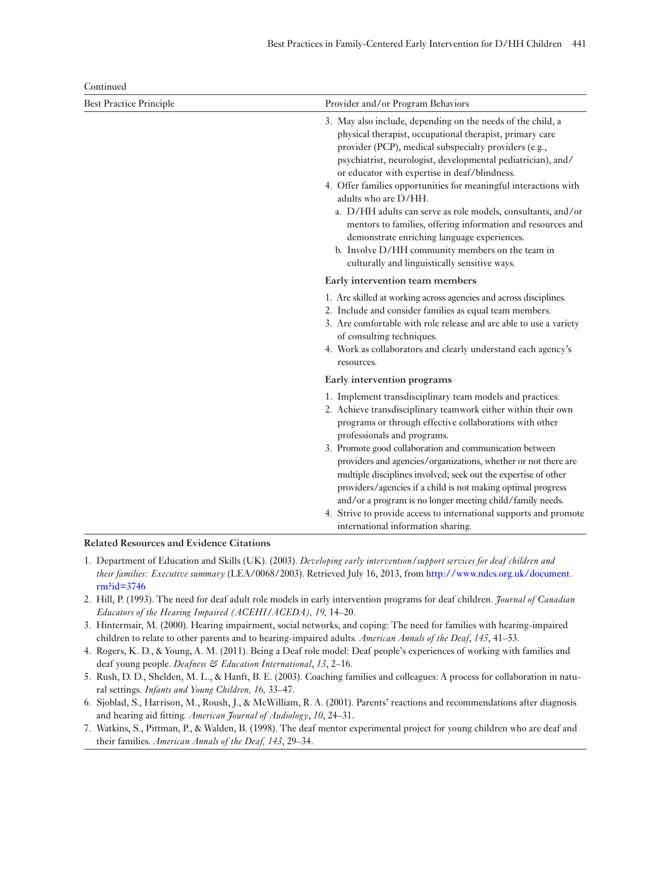Continued

| Best Practice Principle | Provider and/or Program Behaviors |
|---|---|
| | 3. May also include, depending on the needs of the child, a physical therapist, occupational therapist, primary care provider (PCP), medical subspecialty providers (e.g., psychiatrist, neurologist, developmental pediatrician), and/or educator with expertise in deaf/blindness.<br>4. Offer families opportunities for meaningful interactions with adults who are D/HH.<br>a. D/HH adults can serve as role models, consultants, and/or mentors to families, offering information and resources and demonstrate enriching language experiences.<br>b. Involve D/HH community members on the team in culturally and linguistically sensitive ways. |
| | **Early intervention team members**<br>1. Are skilled at working across agencies and across disciplines.<br>2. Include and consider families as equal team members.<br>3. Are comfortable with role release and are able to use a variety of consulting techniques.<br>4. Work as collaborators and clearly understand each agency's resources. |
| | **Early intervention programs**<br>1. Implement transdisciplinary team models and practices.<br>2. Achieve transdisciplinary teamwork either within their own programs or through effective collaborations with other professionals and programs.<br>3. Promote good collaboration and communication between providers and agencies/organizations, whether or not there are multiple disciplines involved; seek out the expertise of other providers/agencies if a child is not making optimal progress and/or a program is no longer meeting child/family needs.<br>4. Strive to provide access to international supports and promote international information sharing. |

**Related Resources and Evidence Citations**

1. Department of Education and Skills (UK). (2003). *Developing early intervention/support services for deaf children and their families: Executive summary* (LEA/0068/2003). Retrieved July 16, 2013, from http://www.ndcs.org.uk/document.rm?id=3746
2. Hill, P. (1993). The need for deaf adult role models in early intervention programs for deaf children. *Journal of Canadian Educators of the Hearing Impaired (ACEHI/ACEDA), 19,* 14–20.
3. Hintermair, M. (2000). Hearing impairment, social networks, and coping: The need for families with hearing-impaired children to relate to other parents and to hearing-impaired adults. *American Annals of the Deaf*, *145*, 41–53.
4. Rogers, K. D., & Young, A. M. (2011). Being a Deaf role model: Deaf people's experiences of working with families and deaf young people. *Deafness & Education International*, *13*, 2–16.
5. Rush, D. D., Shelden, M. L., & Hanft, B. E. (2003). Coaching families and colleagues: A process for collaboration in natural settings. *Infants and Young Children, 16,* 33–47.
6. Sjoblad, S., Harrison, M., Roush, J., & McWilliam, R. A. (2001). Parents' reactions and recommendations after diagnosis and hearing aid fitting. *American Journal of Audiology*, *10*, 24–31.
7. Watkins, S., Pittman, P., & Walden, B. (1998). The deaf mentor experimental project for young children who are deaf and their families. *American Annals of the Deaf, 143*, 29–34.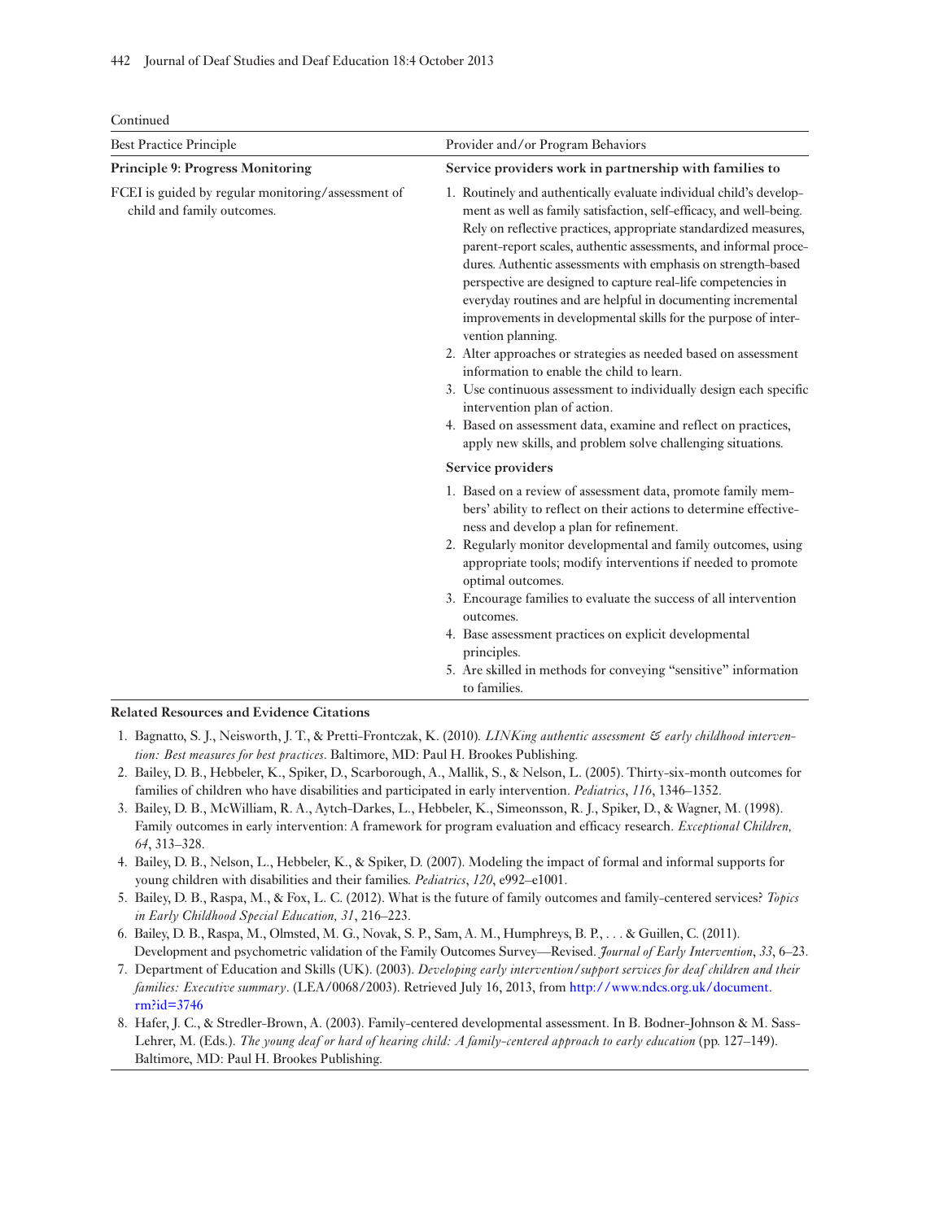Continued

| Best Practice Principle | Provider and/or Program Behaviors |
| --- | --- |
| **Principle 9: Progress Monitoring** | **Service providers work in partnership with families to** |
| FCEI is guided by regular monitoring/assessment of child and family outcomes. | 1. Routinely and authentically evaluate individual child's development as well as family satisfaction, self-efficacy, and well-being. Rely on reflective practices, appropriate standardized measures, parent-report scales, authentic assessments, and informal procedures. Authentic assessments with emphasis on strength-based perspective are designed to capture real-life competencies in everyday routines and are helpful in documenting incremental improvements in developmental skills for the purpose of intervention planning.<br>2. Alter approaches or strategies as needed based on assessment information to enable the child to learn.<br>3. Use continuous assessment to individually design each specific intervention plan of action.<br>4. Based on assessment data, examine and reflect on practices, apply new skills, and problem solve challenging situations. |
| | **Service providers** |
| | 1. Based on a review of assessment data, promote family members' ability to reflect on their actions to determine effectiveness and develop a plan for refinement.<br>2. Regularly monitor developmental and family outcomes, using appropriate tools; modify interventions if needed to promote optimal outcomes.<br>3. Encourage families to evaluate the success of all intervention outcomes.<br>4. Base assessment practices on explicit developmental principles.<br>5. Are skilled in methods for conveying "sensitive" information to families. |

**Related Resources and Evidence Citations**

1. Bagnatto, S. J., Neisworth, J. T., & Pretti-Frontczak, K. (2010). *LINKing authentic assessment & early childhood intervention: Best measures for best practices*. Baltimore, MD: Paul H. Brookes Publishing.
2. Bailey, D. B., Hebbeler, K., Spiker, D., Scarborough, A., Mallik, S., & Nelson, L. (2005). Thirty-six-month outcomes for families of children who have disabilities and participated in early intervention. *Pediatrics*, *116*, 1346–1352.
3. Bailey, D. B., McWilliam, R. A., Aytch-Darkes, L., Hebbeler, K., Simeonsson, R. J., Spiker, D., & Wagner, M. (1998). Family outcomes in early intervention: A framework for program evaluation and efficacy research. *Exceptional Children, 64*, 313–328.
4. Bailey, D. B., Nelson, L., Hebbeler, K., & Spiker, D. (2007). Modeling the impact of formal and informal supports for young children with disabilities and their families. *Pediatrics*, *120*, e992–e1001.
5. Bailey, D. B., Raspa, M., & Fox, L. C. (2012). What is the future of family outcomes and family-centered services? *Topics in Early Childhood Special Education, 31*, 216–223.
6. Bailey, D. B., Raspa, M., Olmsted, M. G., Novak, S. P., Sam, A. M., Humphreys, B. P., . . . & Guillen, C. (2011). Development and psychometric validation of the Family Outcomes Survey—Revised. *Journal of Early Intervention*, *33*, 6–23.
7. Department of Education and Skills (UK). (2003). *Developing early intervention/support services for deaf children and their families: Executive summary*. (LEA/0068/2003). Retrieved July 16, 2013, from http://www.ndcs.org.uk/document.rm?id=3746
8. Hafer, J. C., & Stredler-Brown, A. (2003). Family-centered developmental assessment. In B. Bodner-Johnson & M. Sass-Lehrer, M. (Eds.). *The young deaf or hard of hearing child: A family-centered approach to early education* (pp. 127–149). Baltimore, MD: Paul H. Brookes Publishing.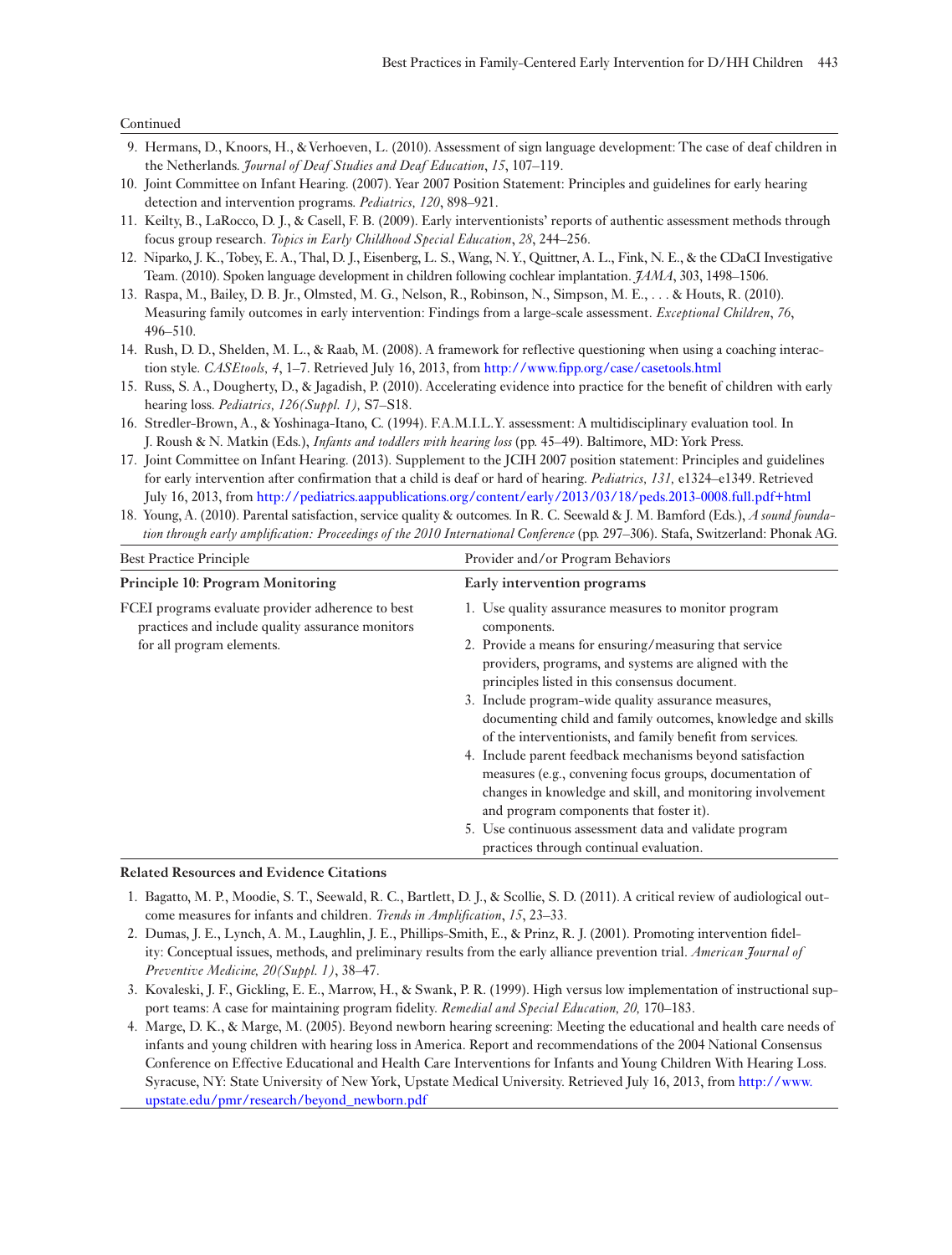Continued

9. Hermans, D., Knoors, H., & Verhoeven, L. (2010). Assessment of sign language development: The case of deaf children in the Netherlands. *Journal of Deaf Studies and Deaf Education*, *15*, 107–119.
10. Joint Committee on Infant Hearing. (2007). Year 2007 Position Statement: Principles and guidelines for early hearing detection and intervention programs. *Pediatrics, 120*, 898–921.
11. Keilty, B., LaRocco, D. J., & Casell, F. B. (2009). Early interventionists' reports of authentic assessment methods through focus group research. *Topics in Early Childhood Special Education*, *28*, 244–256.
12. Niparko, J. K., Tobey, E. A., Thal, D. J., Eisenberg, L. S., Wang, N. Y., Quittner, A. L., Fink, N. E., & the CDaCI Investigative Team. (2010). Spoken language development in children following cochlear implantation. *JAMA*, 303, 1498–1506.
13. Raspa, M., Bailey, D. B. Jr., Olmsted, M. G., Nelson, R., Robinson, N., Simpson, M. E., . . . & Houts, R. (2010). Measuring family outcomes in early intervention: Findings from a large-scale assessment. *Exceptional Children*, *76*, 496–510.
14. Rush, D. D., Shelden, M. L., & Raab, M. (2008). A framework for reflective questioning when using a coaching interaction style. *CASEtools, 4*, 1–7. Retrieved July 16, 2013, from http://www.fipp.org/case/casetools.html
15. Russ, S. A., Dougherty, D., & Jagadish, P. (2010). Accelerating evidence into practice for the benefit of children with early hearing loss. *Pediatrics, 126(Suppl. 1),* S7–S18.
16. Stredler-Brown, A., & Yoshinaga-Itano, C. (1994). F.A.M.I.L.Y. assessment: A multidisciplinary evaluation tool. In J. Roush & N. Matkin (Eds.), *Infants and toddlers with hearing loss* (pp. 45–49). Baltimore, MD: York Press.
17. Joint Committee on Infant Hearing. (2013). Supplement to the JCIH 2007 position statement: Principles and guidelines for early intervention after confirmation that a child is deaf or hard of hearing. *Pediatrics, 131,* e1324–e1349. Retrieved July 16, 2013, from http://pediatrics.aappublications.org/content/early/2013/03/18/peds.2013-0008.full.pdf+html
18. Young, A. (2010). Parental satisfaction, service quality & outcomes. In R. C. Seewald & J. M. Bamford (Eds.), *A sound foundation through early amplification: Proceedings of the 2010 International Conference* (pp. 297–306). Stafa, Switzerland: Phonak AG.

| Best Practice Principle | Provider and/or Program Behaviors |
|---|---|
| **Principle 10: Program Monitoring** | **Early intervention programs** |
| FCEI programs evaluate provider adherence to best practices and include quality assurance monitors for all program elements. | 1. Use quality assurance measures to monitor program components.<br>2. Provide a means for ensuring/measuring that service providers, programs, and systems are aligned with the principles listed in this consensus document.<br>3. Include program-wide quality assurance measures, documenting child and family outcomes, knowledge and skills of the interventionists, and family benefit from services.<br>4. Include parent feedback mechanisms beyond satisfaction measures (e.g., convening focus groups, documentation of changes in knowledge and skill, and monitoring involvement and program components that foster it).<br>5. Use continuous assessment data and validate program practices through continual evaluation. |

**Related Resources and Evidence Citations**

1. Bagatto, M. P., Moodie, S. T., Seewald, R. C., Bartlett, D. J., & Scollie, S. D. (2011). A critical review of audiological outcome measures for infants and children. *Trends in Amplification*, *15*, 23–33.
2. Dumas, J. E., Lynch, A. M., Laughlin, J. E., Phillips-Smith, E., & Prinz, R. J. (2001). Promoting intervention fidelity: Conceptual issues, methods, and preliminary results from the early alliance prevention trial. *American Journal of Preventive Medicine, 20(Suppl. 1)*, 38–47.
3. Kovaleski, J. F., Gickling, E. E., Marrow, H., & Swank, P. R. (1999). High versus low implementation of instructional support teams: A case for maintaining program fidelity. *Remedial and Special Education, 20,* 170–183.
4. Marge, D. K., & Marge, M. (2005). Beyond newborn hearing screening: Meeting the educational and health care needs of infants and young children with hearing loss in America. Report and recommendations of the 2004 National Consensus Conference on Effective Educational and Health Care Interventions for Infants and Young Children With Hearing Loss. Syracuse, NY: State University of New York, Upstate Medical University. Retrieved July 16, 2013, from http://www.upstate.edu/pmr/research/beyond_newborn.pdf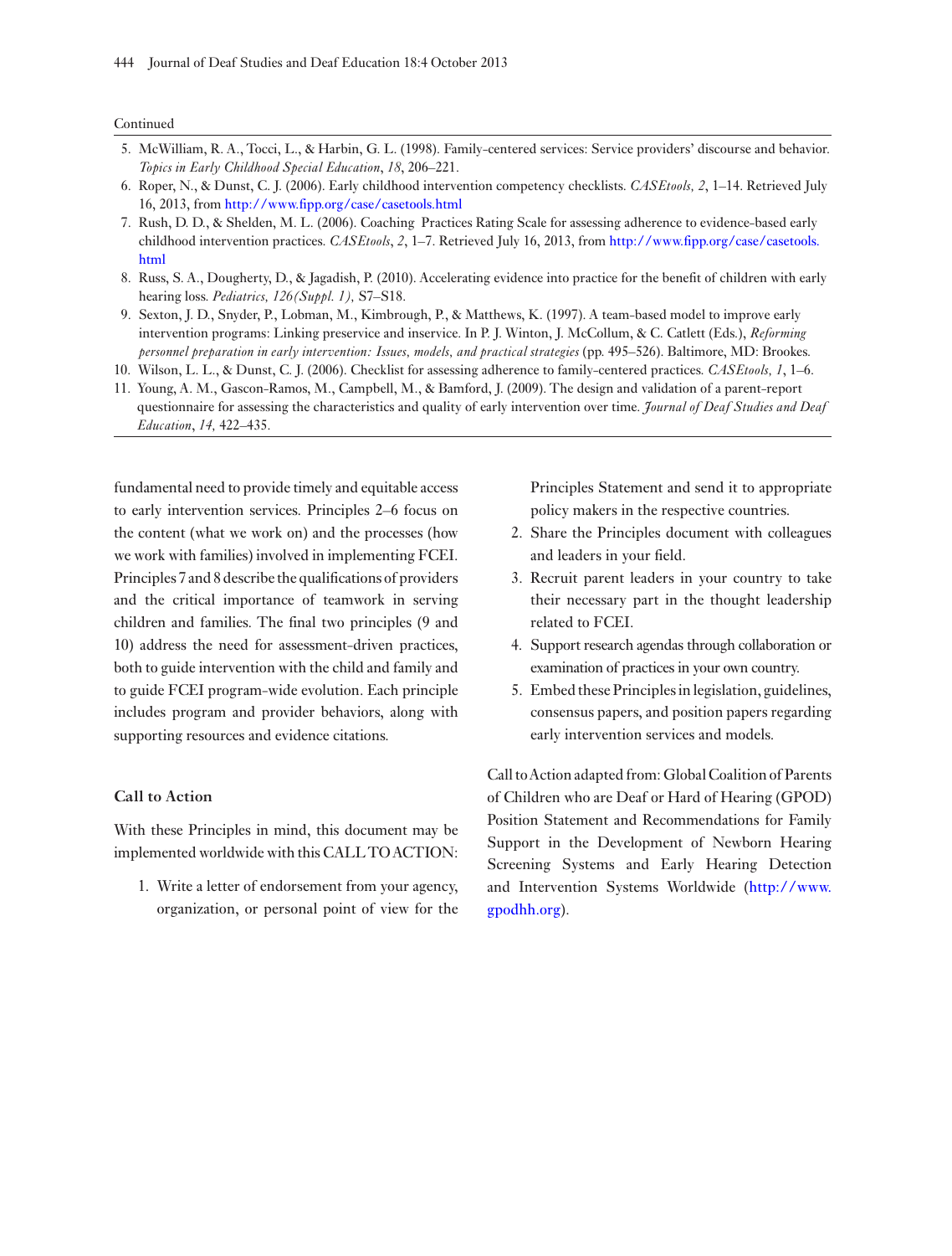Continued

5. McWilliam, R. A., Tocci, L., & Harbin, G. L. (1998). Family-centered services: Service providers' discourse and behavior. *Topics in Early Childhood Special Education*, *18*, 206–221.
6. Roper, N., & Dunst, C. J. (2006). Early childhood intervention competency checklists. *CASEtools, 2*, 1–14. Retrieved July 16, 2013, from http://www.fipp.org/case/casetools.html
7. Rush, D. D., & Shelden, M. L. (2006). Coaching Practices Rating Scale for assessing adherence to evidence-based early childhood intervention practices. *CASEtools*, *2*, 1–7. Retrieved July 16, 2013, from http://www.fipp.org/case/casetools.html
8. Russ, S. A., Dougherty, D., & Jagadish, P. (2010). Accelerating evidence into practice for the benefit of children with early hearing loss. *Pediatrics, 126(Suppl. 1),* S7–S18.
9. Sexton, J. D., Snyder, P., Lobman, M., Kimbrough, P., & Matthews, K. (1997). A team-based model to improve early intervention programs: Linking preservice and inservice. In P. J. Winton, J. McCollum, & C. Catlett (Eds.), *Reforming personnel preparation in early intervention: Issues, models, and practical strategies* (pp. 495–526). Baltimore, MD: Brookes.
10. Wilson, L. L., & Dunst, C. J. (2006). Checklist for assessing adherence to family-centered practices. *CASEtools, 1*, 1–6.
11. Young, A. M., Gascon-Ramos, M., Campbell, M., & Bamford, J. (2009). The design and validation of a parent-report questionnaire for assessing the characteristics and quality of early intervention over time. *Journal of Deaf Studies and Deaf Education*, *14,* 422–435.

fundamental need to provide timely and equitable access to early intervention services. Principles 2–6 focus on the content (what we work on) and the processes (how we work with families) involved in implementing FCEI. Principles 7 and 8 describe the qualifications of providers and the critical importance of teamwork in serving children and families. The final two principles (9 and 10) address the need for assessment-driven practices, both to guide intervention with the child and family and to guide FCEI program-wide evolution. Each principle includes program and provider behaviors, along with supporting resources and evidence citations.

### Call to Action

With these Principles in mind, this document may be implemented worldwide with this CALL TO ACTION:

1. Write a letter of endorsement from your agency, organization, or personal point of view for the Principles Statement and send it to appropriate policy makers in the respective countries.
2. Share the Principles document with colleagues and leaders in your field.
3. Recruit parent leaders in your country to take their necessary part in the thought leadership related to FCEI.
4. Support research agendas through collaboration or examination of practices in your own country.
5. Embed these Principles in legislation, guidelines, consensus papers, and position papers regarding early intervention services and models.

Call to Action adapted from: Global Coalition of Parents of Children who are Deaf or Hard of Hearing (GPOD) Position Statement and Recommendations for Family Support in the Development of Newborn Hearing Screening Systems and Early Hearing Detection and Intervention Systems Worldwide (http://www.gpodhh.org).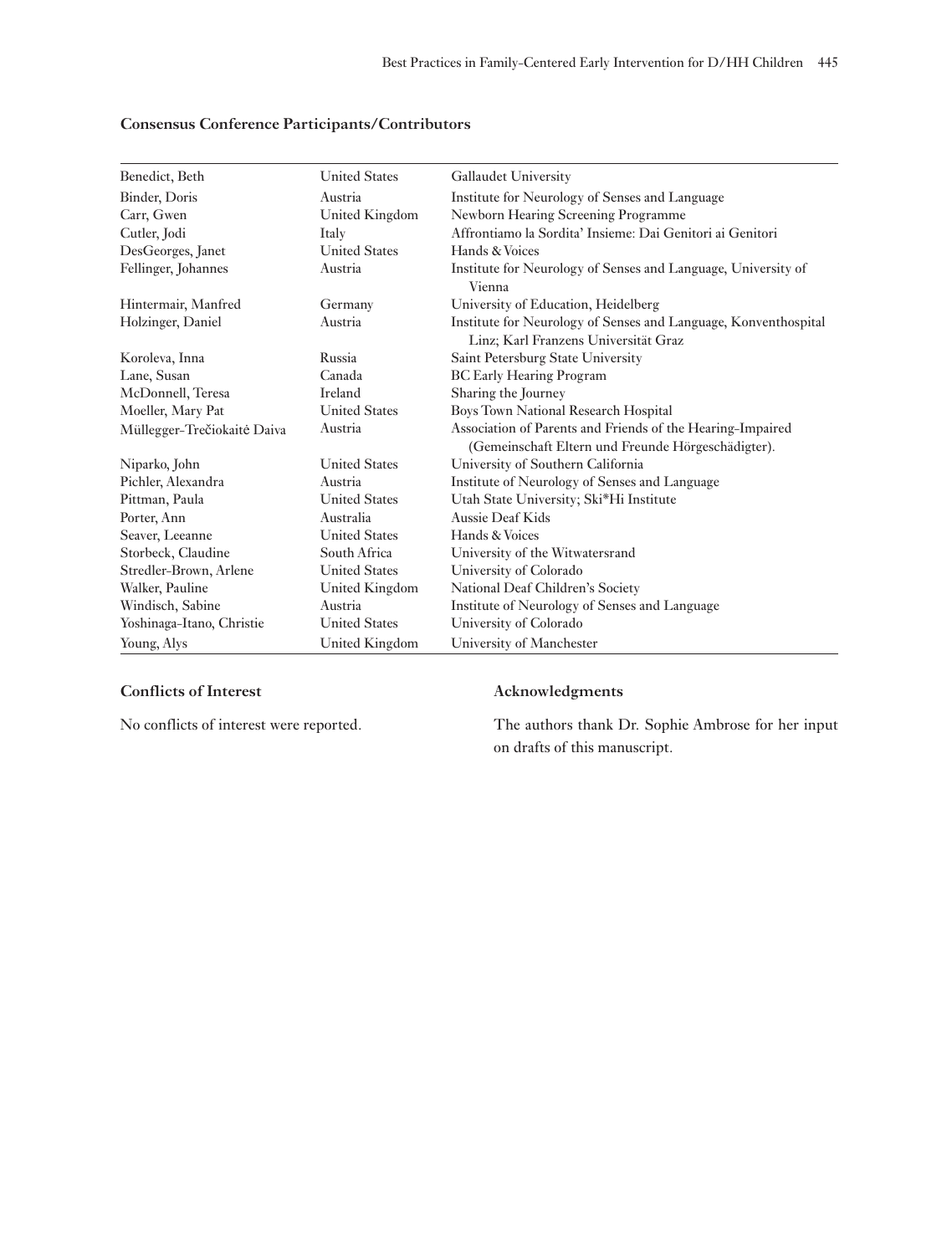## Consensus Conference Participants/Contributors

| | | |
|---|---|---|
| Benedict, Beth | United States | Gallaudet University |
| Binder, Doris | Austria | Institute for Neurology of Senses and Language |
| Carr, Gwen | United Kingdom | Newborn Hearing Screening Programme |
| Cutler, Jodi | Italy | Affrontiamo la Sordita' Insieme: Dai Genitori ai Genitori |
| DesGeorges, Janet | United States | Hands & Voices |
| Fellinger, Johannes | Austria | Institute for Neurology of Senses and Language, University of Vienna |
| Hintermair, Manfred | Germany | University of Education, Heidelberg |
| Holzinger, Daniel | Austria | Institute for Neurology of Senses and Language, Konventhospital Linz; Karl Franzens Universität Graz |
| Koroleva, Inna | Russia | Saint Petersburg State University |
| Lane, Susan | Canada | BC Early Hearing Program |
| McDonnell, Teresa | Ireland | Sharing the Journey |
| Moeller, Mary Pat | United States | Boys Town National Research Hospital |
| Müllegger-Trečiokaitė Daiva | Austria | Association of Parents and Friends of the Hearing-Impaired (Gemeinschaft Eltern und Freunde Hörgeschädigter). |
| Niparko, John | United States | University of Southern California |
| Pichler, Alexandra | Austria | Institute of Neurology of Senses and Language |
| Pittman, Paula | United States | Utah State University; Ski*Hi Institute |
| Porter, Ann | Australia | Aussie Deaf Kids |
| Seaver, Leeanne | United States | Hands & Voices |
| Storbeck, Claudine | South Africa | University of the Witwatersrand |
| Stredler-Brown, Arlene | United States | University of Colorado |
| Walker, Pauline | United Kingdom | National Deaf Children's Society |
| Windisch, Sabine | Austria | Institute of Neurology of Senses and Language |
| Yoshinaga-Itano, Christie | United States | University of Colorado |
| Young, Alys | United Kingdom | University of Manchester |

## Conflicts of Interest

No conflicts of interest were reported.

## Acknowledgments

The authors thank Dr. Sophie Ambrose for her input on drafts of this manuscript.